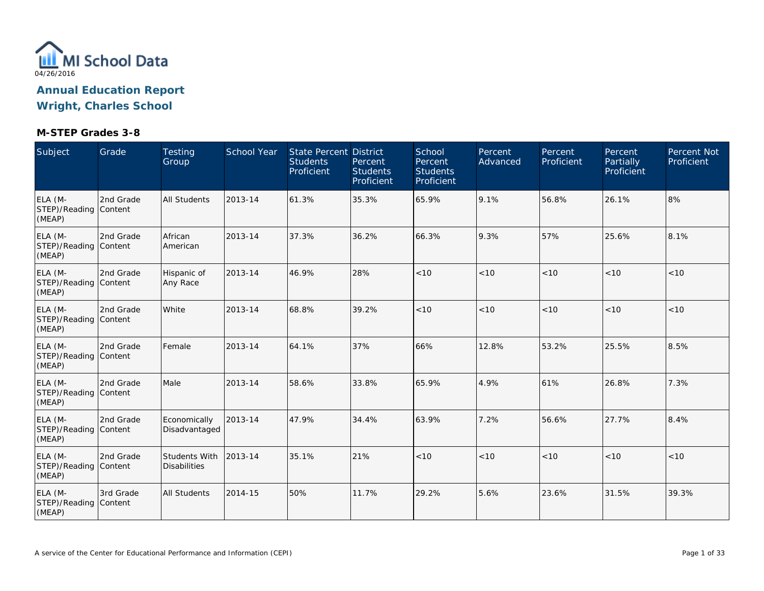MI School Data

04/26/2016

# Annual Education Report

# Wright, Charles School

### M-STEP Grades 3-8

| Subject | Grade | Testing Group | School Year | State Percent Students Proficient | District Percent Students Proficient | School Percent Students Proficient | Percent Advanced | Percent Proficient | Percent Partially Proficient | Percent Not Proficient |
|---|---|---|---|---|---|---|---|---|---|---|
| ELA (M-STEP)/Reading (MEAP) | 2nd Grade Content | All Students | 2013-14 | 61.3% | 35.3% | 65.9% | 9.1% | 56.8% | 26.1% | 8% |
| ELA (M-STEP)/Reading (MEAP) | 2nd Grade Content | African American | 2013-14 | 37.3% | 36.2% | 66.3% | 9.3% | 57% | 25.6% | 8.1% |
| ELA (M-STEP)/Reading (MEAP) | 2nd Grade Content | Hispanic of Any Race | 2013-14 | 46.9% | 28% | <10 | <10 | <10 | <10 | <10 |
| ELA (M-STEP)/Reading (MEAP) | 2nd Grade Content | White | 2013-14 | 68.8% | 39.2% | <10 | <10 | <10 | <10 | <10 |
| ELA (M-STEP)/Reading (MEAP) | 2nd Grade Content | Female | 2013-14 | 64.1% | 37% | 66% | 12.8% | 53.2% | 25.5% | 8.5% |
| ELA (M-STEP)/Reading (MEAP) | 2nd Grade Content | Male | 2013-14 | 58.6% | 33.8% | 65.9% | 4.9% | 61% | 26.8% | 7.3% |
| ELA (M-STEP)/Reading (MEAP) | 2nd Grade Content | Economically Disadvantaged | 2013-14 | 47.9% | 34.4% | 63.9% | 7.2% | 56.6% | 27.7% | 8.4% |
| ELA (M-STEP)/Reading (MEAP) | 2nd Grade Content | Students With Disabilities | 2013-14 | 35.1% | 21% | <10 | <10 | <10 | <10 | <10 |
| ELA (M-STEP)/Reading (MEAP) | 3rd Grade Content | All Students | 2014-15 | 50% | 11.7% | 29.2% | 5.6% | 23.6% | 31.5% | 39.3% |

A service of the Center for Educational Performance and Information (CEPI)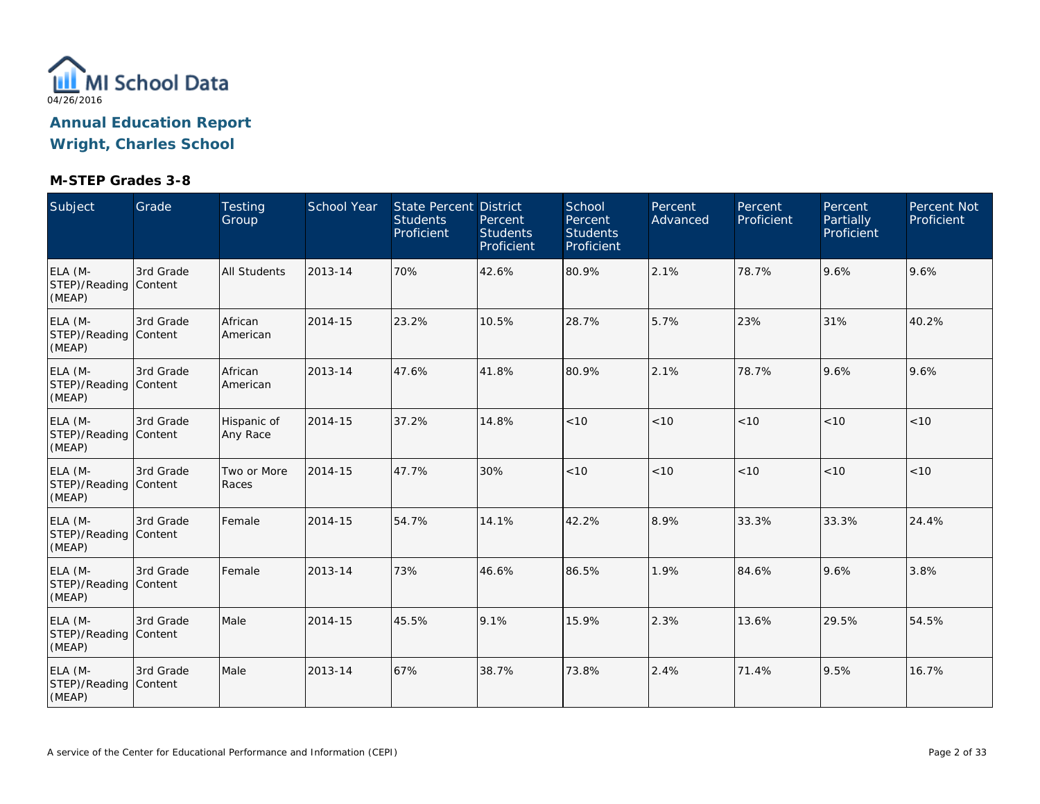MI School Data

04/26/2016

## Annual Education Report

## Wright, Charles School

### M-STEP Grades 3-8

| Subject | Grade | Testing Group | School Year | State Percent Students Proficient | District Percent Students Proficient | School Percent Students Proficient | Percent Advanced | Percent Proficient | Percent Partially Proficient | Percent Not Proficient |
|---|---|---|---|---|---|---|---|---|---|---|
| ELA (M-STEP)/Reading (MEAP) | 3rd Grade Content | All Students | 2013-14 | 70% | 42.6% | 80.9% | 2.1% | 78.7% | 9.6% | 9.6% |
| ELA (M-STEP)/Reading (MEAP) | 3rd Grade Content | African American | 2014-15 | 23.2% | 10.5% | 28.7% | 5.7% | 23% | 31% | 40.2% |
| ELA (M-STEP)/Reading (MEAP) | 3rd Grade Content | African American | 2013-14 | 47.6% | 41.8% | 80.9% | 2.1% | 78.7% | 9.6% | 9.6% |
| ELA (M-STEP)/Reading (MEAP) | 3rd Grade Content | Hispanic of Any Race | 2014-15 | 37.2% | 14.8% | <10 | <10 | <10 | <10 | <10 |
| ELA (M-STEP)/Reading (MEAP) | 3rd Grade Content | Two or More Races | 2014-15 | 47.7% | 30% | <10 | <10 | <10 | <10 | <10 |
| ELA (M-STEP)/Reading (MEAP) | 3rd Grade Content | Female | 2014-15 | 54.7% | 14.1% | 42.2% | 8.9% | 33.3% | 33.3% | 24.4% |
| ELA (M-STEP)/Reading (MEAP) | 3rd Grade Content | Female | 2013-14 | 73% | 46.6% | 86.5% | 1.9% | 84.6% | 9.6% | 3.8% |
| ELA (M-STEP)/Reading (MEAP) | 3rd Grade Content | Male | 2014-15 | 45.5% | 9.1% | 15.9% | 2.3% | 13.6% | 29.5% | 54.5% |
| ELA (M-STEP)/Reading (MEAP) | 3rd Grade Content | Male | 2013-14 | 67% | 38.7% | 73.8% | 2.4% | 71.4% | 9.5% | 16.7% |

A service of the Center for Educational Performance and Information (CEPI)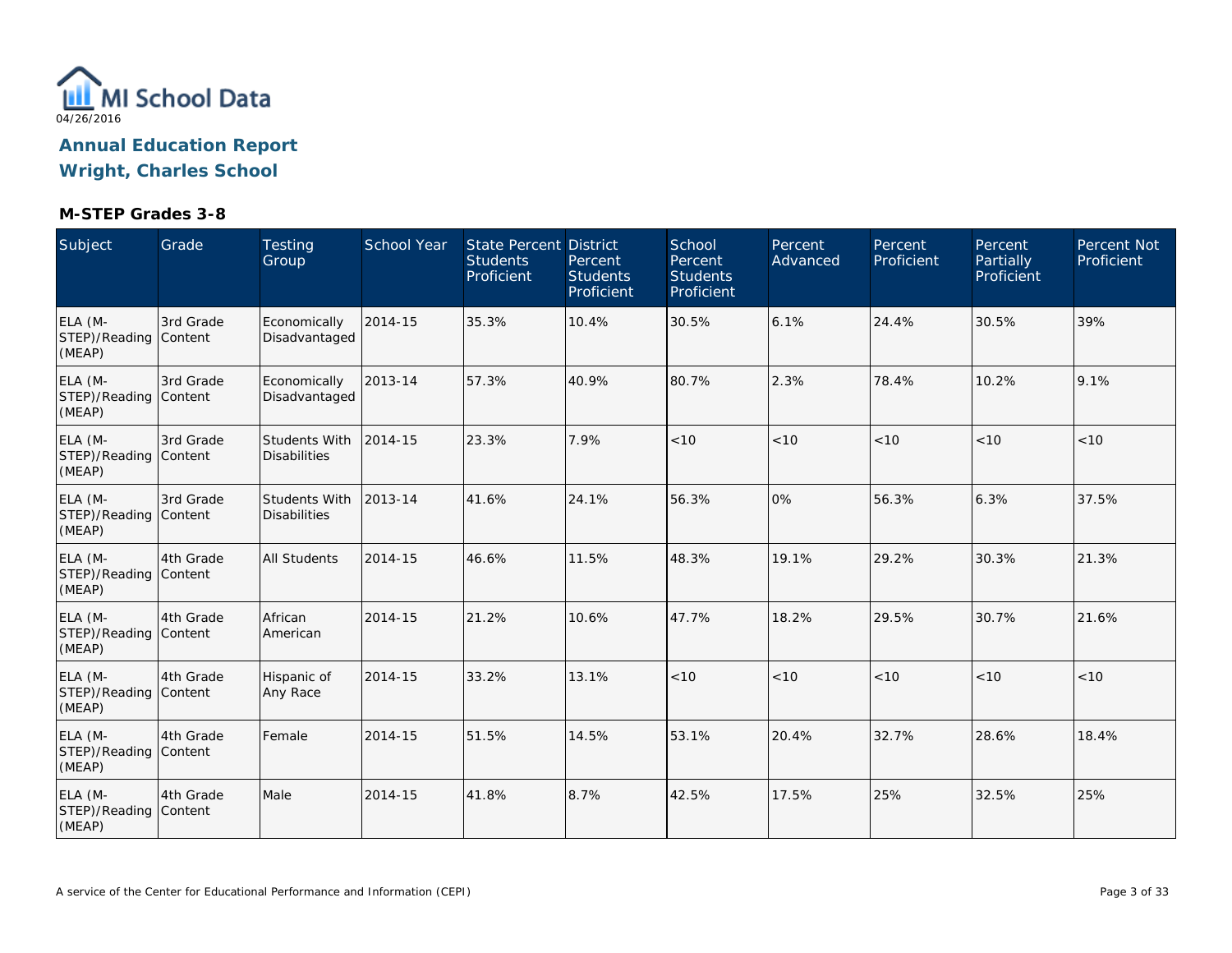04/26/2016

# Annual Education Report

## Wright, Charles School

### M-STEP Grades 3-8

| Subject | Grade | Testing Group | School Year | State Percent Students Proficient | District Percent Students Proficient | School Percent Students Proficient | Percent Advanced | Percent Proficient | Percent Partially Proficient | Percent Not Proficient |
|---|---|---|---|---|---|---|---|---|---|---|
| ELA (M-STEP)/Reading (MEAP) | 3rd Grade Content | Economically Disadvantaged | 2014-15 | 35.3% | 10.4% | 30.5% | 6.1% | 24.4% | 30.5% | 39% |
| ELA (M-STEP)/Reading (MEAP) | 3rd Grade Content | Economically Disadvantaged | 2013-14 | 57.3% | 40.9% | 80.7% | 2.3% | 78.4% | 10.2% | 9.1% |
| ELA (M-STEP)/Reading (MEAP) | 3rd Grade Content | Students With Disabilities | 2014-15 | 23.3% | 7.9% | <10 | <10 | <10 | <10 | <10 |
| ELA (M-STEP)/Reading (MEAP) | 3rd Grade Content | Students With Disabilities | 2013-14 | 41.6% | 24.1% | 56.3% | 0% | 56.3% | 6.3% | 37.5% |
| ELA (M-STEP)/Reading (MEAP) | 4th Grade Content | All Students | 2014-15 | 46.6% | 11.5% | 48.3% | 19.1% | 29.2% | 30.3% | 21.3% |
| ELA (M-STEP)/Reading (MEAP) | 4th Grade Content | African American | 2014-15 | 21.2% | 10.6% | 47.7% | 18.2% | 29.5% | 30.7% | 21.6% |
| ELA (M-STEP)/Reading (MEAP) | 4th Grade Content | Hispanic of Any Race | 2014-15 | 33.2% | 13.1% | <10 | <10 | <10 | <10 | <10 |
| ELA (M-STEP)/Reading (MEAP) | 4th Grade Content | Female | 2014-15 | 51.5% | 14.5% | 53.1% | 20.4% | 32.7% | 28.6% | 18.4% |
| ELA (M-STEP)/Reading (MEAP) | 4th Grade Content | Male | 2014-15 | 41.8% | 8.7% | 42.5% | 17.5% | 25% | 32.5% | 25% |

A service of the Center for Educational Performance and Information (CEPI)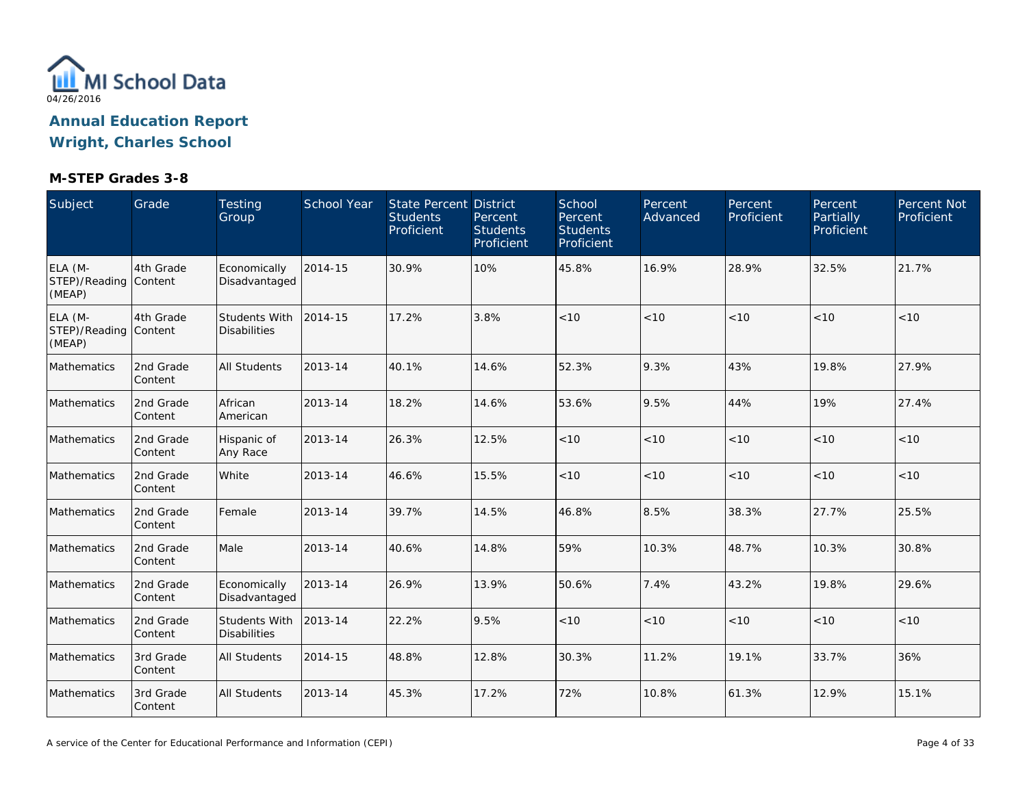MI School Data

04/26/2016

# Annual Education Report

## Wright, Charles School

### M-STEP Grades 3-8

| Subject | Grade | Testing Group | School Year | State Percent Students Proficient | District Percent Students Proficient | School Percent Students Proficient | Percent Advanced | Percent Proficient | Percent Partially Proficient | Percent Not Proficient |
|---|---|---|---|---|---|---|---|---|---|---|
| ELA (M-STEP)/Reading (MEAP) | 4th Grade Content | Economically Disadvantaged | 2014-15 | 30.9% | 10% | 45.8% | 16.9% | 28.9% | 32.5% | 21.7% |
| ELA (M-STEP)/Reading (MEAP) | 4th Grade Content | Students With Disabilities | 2014-15 | 17.2% | 3.8% | <10 | <10 | <10 | <10 | <10 |
| Mathematics | 2nd Grade Content | All Students | 2013-14 | 40.1% | 14.6% | 52.3% | 9.3% | 43% | 19.8% | 27.9% |
| Mathematics | 2nd Grade Content | African American | 2013-14 | 18.2% | 14.6% | 53.6% | 9.5% | 44% | 19% | 27.4% |
| Mathematics | 2nd Grade Content | Hispanic of Any Race | 2013-14 | 26.3% | 12.5% | <10 | <10 | <10 | <10 | <10 |
| Mathematics | 2nd Grade Content | White | 2013-14 | 46.6% | 15.5% | <10 | <10 | <10 | <10 | <10 |
| Mathematics | 2nd Grade Content | Female | 2013-14 | 39.7% | 14.5% | 46.8% | 8.5% | 38.3% | 27.7% | 25.5% |
| Mathematics | 2nd Grade Content | Male | 2013-14 | 40.6% | 14.8% | 59% | 10.3% | 48.7% | 10.3% | 30.8% |
| Mathematics | 2nd Grade Content | Economically Disadvantaged | 2013-14 | 26.9% | 13.9% | 50.6% | 7.4% | 43.2% | 19.8% | 29.6% |
| Mathematics | 2nd Grade Content | Students With Disabilities | 2013-14 | 22.2% | 9.5% | <10 | <10 | <10 | <10 | <10 |
| Mathematics | 3rd Grade Content | All Students | 2014-15 | 48.8% | 12.8% | 30.3% | 11.2% | 19.1% | 33.7% | 36% |
| Mathematics | 3rd Grade Content | All Students | 2013-14 | 45.3% | 17.2% | 72% | 10.8% | 61.3% | 12.9% | 15.1% |

A service of the Center for Educational Performance and Information (CEPI)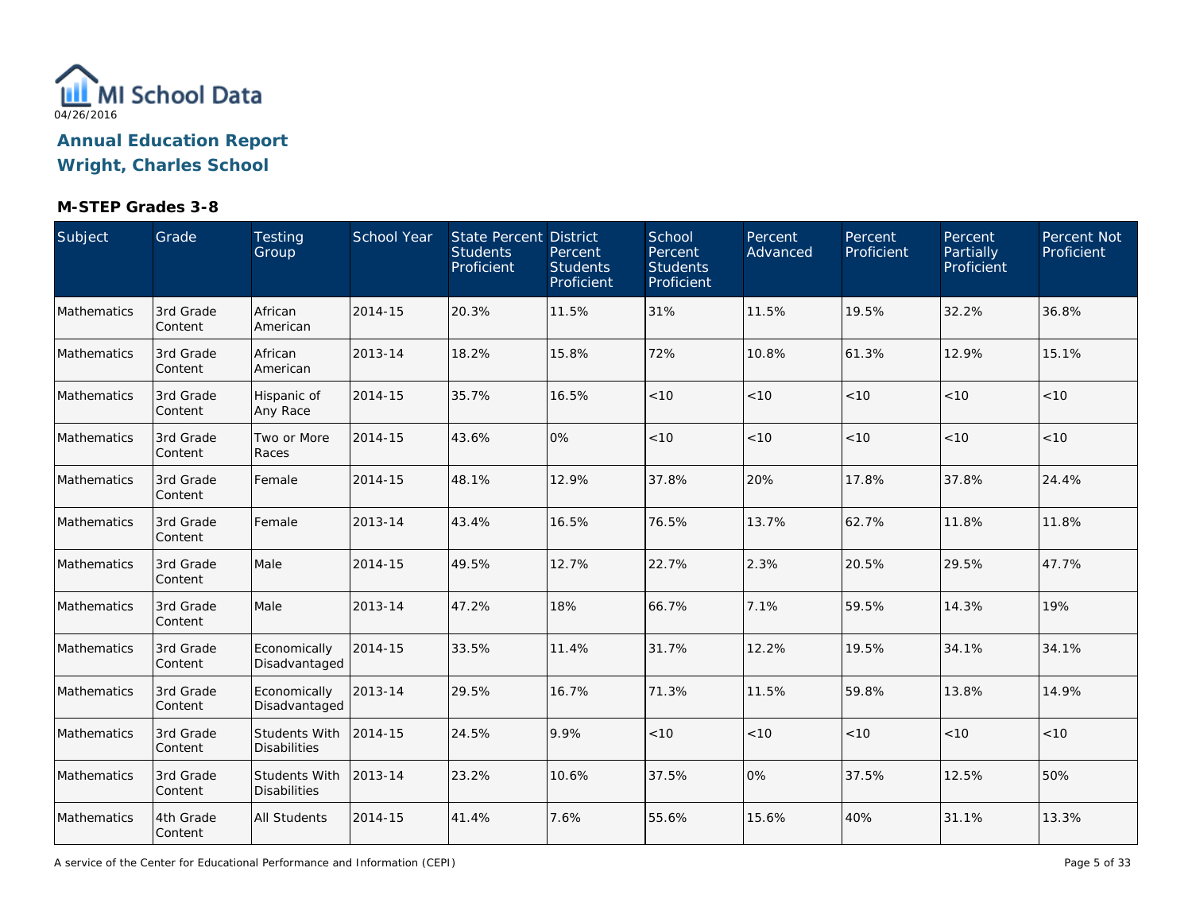MI School Data

04/26/2016

# Annual Education Report
## Wright, Charles School

### M-STEP Grades 3-8

| Subject | Grade | Testing Group | School Year | State Percent Students Proficient | District Percent Students Proficient | School Percent Students Proficient | Percent Advanced | Percent Proficient | Percent Partially Proficient | Percent Not Proficient |
|---|---|---|---|---|---|---|---|---|---|---|
| Mathematics | 3rd Grade Content | African American | 2014-15 | 20.3% | 11.5% | 31% | 11.5% | 19.5% | 32.2% | 36.8% |
| Mathematics | 3rd Grade Content | African American | 2013-14 | 18.2% | 15.8% | 72% | 10.8% | 61.3% | 12.9% | 15.1% |
| Mathematics | 3rd Grade Content | Hispanic of Any Race | 2014-15 | 35.7% | 16.5% | <10 | <10 | <10 | <10 | <10 |
| Mathematics | 3rd Grade Content | Two or More Races | 2014-15 | 43.6% | 0% | <10 | <10 | <10 | <10 | <10 |
| Mathematics | 3rd Grade Content | Female | 2014-15 | 48.1% | 12.9% | 37.8% | 20% | 17.8% | 37.8% | 24.4% |
| Mathematics | 3rd Grade Content | Female | 2013-14 | 43.4% | 16.5% | 76.5% | 13.7% | 62.7% | 11.8% | 11.8% |
| Mathematics | 3rd Grade Content | Male | 2014-15 | 49.5% | 12.7% | 22.7% | 2.3% | 20.5% | 29.5% | 47.7% |
| Mathematics | 3rd Grade Content | Male | 2013-14 | 47.2% | 18% | 66.7% | 7.1% | 59.5% | 14.3% | 19% |
| Mathematics | 3rd Grade Content | Economically Disadvantaged | 2014-15 | 33.5% | 11.4% | 31.7% | 12.2% | 19.5% | 34.1% | 34.1% |
| Mathematics | 3rd Grade Content | Economically Disadvantaged | 2013-14 | 29.5% | 16.7% | 71.3% | 11.5% | 59.8% | 13.8% | 14.9% |
| Mathematics | 3rd Grade Content | Students With Disabilities | 2014-15 | 24.5% | 9.9% | <10 | <10 | <10 | <10 | <10 |
| Mathematics | 3rd Grade Content | Students With Disabilities | 2013-14 | 23.2% | 10.6% | 37.5% | 0% | 37.5% | 12.5% | 50% |
| Mathematics | 4th Grade Content | All Students | 2014-15 | 41.4% | 7.6% | 55.6% | 15.6% | 40% | 31.1% | 13.3% |

A service of the Center for Educational Performance and Information (CEPI)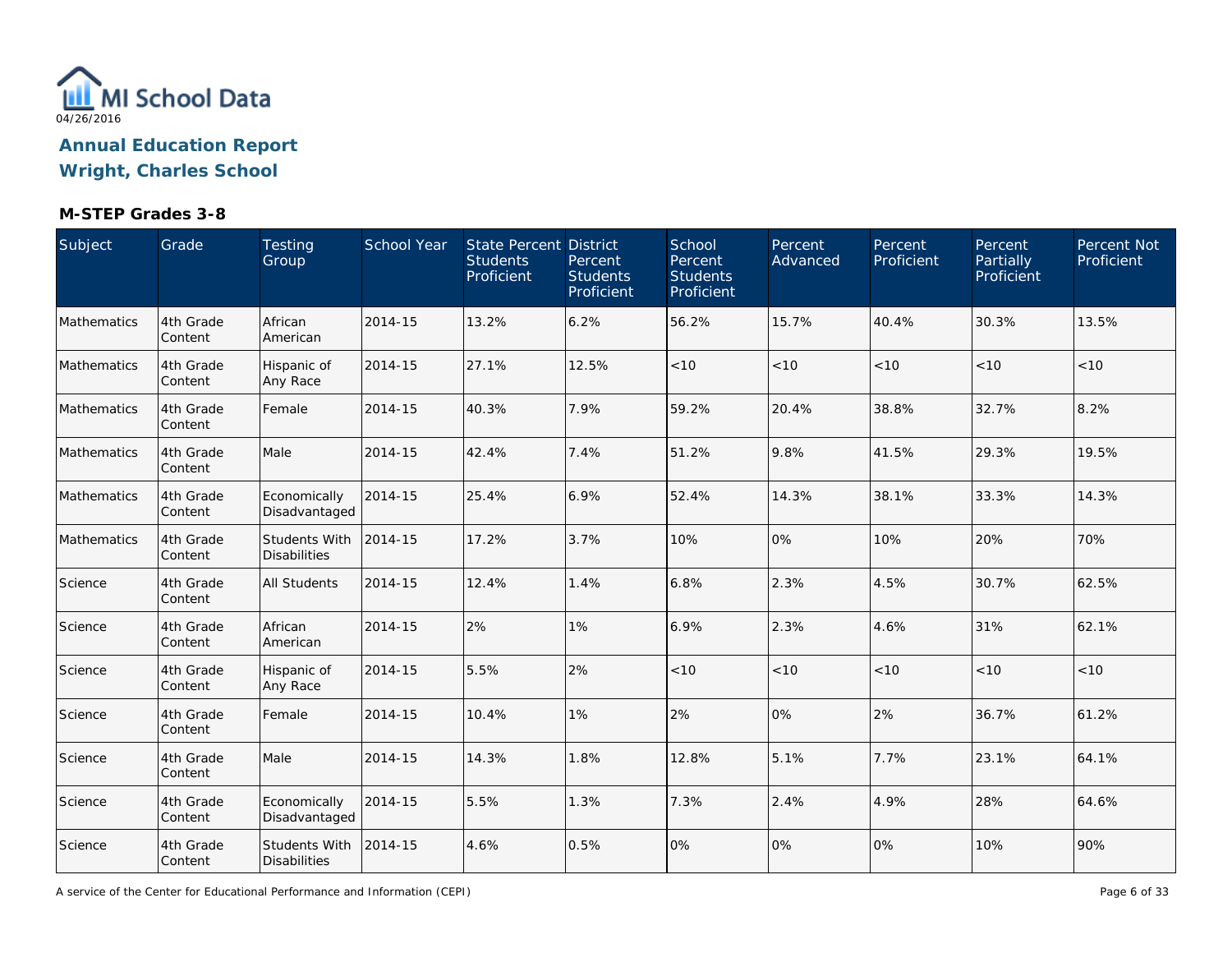MI School Data
04/26/2016

**Annual Education Report**
**Wright, Charles School**

### M-STEP Grades 3-8

| Subject | Grade | Testing Group | School Year | State Percent Students Proficient | District Percent Students Proficient | School Percent Students Proficient | Percent Advanced | Percent Proficient | Percent Partially Proficient | Percent Not Proficient |
|---|---|---|---|---|---|---|---|---|---|---|
| Mathematics | 4th Grade Content | African American | 2014-15 | 13.2% | 6.2% | 56.2% | 15.7% | 40.4% | 30.3% | 13.5% |
| Mathematics | 4th Grade Content | Hispanic of Any Race | 2014-15 | 27.1% | 12.5% | <10 | <10 | <10 | <10 | <10 |
| Mathematics | 4th Grade Content | Female | 2014-15 | 40.3% | 7.9% | 59.2% | 20.4% | 38.8% | 32.7% | 8.2% |
| Mathematics | 4th Grade Content | Male | 2014-15 | 42.4% | 7.4% | 51.2% | 9.8% | 41.5% | 29.3% | 19.5% |
| Mathematics | 4th Grade Content | Economically Disadvantaged | 2014-15 | 25.4% | 6.9% | 52.4% | 14.3% | 38.1% | 33.3% | 14.3% |
| Mathematics | 4th Grade Content | Students With Disabilities | 2014-15 | 17.2% | 3.7% | 10% | 0% | 10% | 20% | 70% |
| Science | 4th Grade Content | All Students | 2014-15 | 12.4% | 1.4% | 6.8% | 2.3% | 4.5% | 30.7% | 62.5% |
| Science | 4th Grade Content | African American | 2014-15 | 2% | 1% | 6.9% | 2.3% | 4.6% | 31% | 62.1% |
| Science | 4th Grade Content | Hispanic of Any Race | 2014-15 | 5.5% | 2% | <10 | <10 | <10 | <10 | <10 |
| Science | 4th Grade Content | Female | 2014-15 | 10.4% | 1% | 2% | 0% | 2% | 36.7% | 61.2% |
| Science | 4th Grade Content | Male | 2014-15 | 14.3% | 1.8% | 12.8% | 5.1% | 7.7% | 23.1% | 64.1% |
| Science | 4th Grade Content | Economically Disadvantaged | 2014-15 | 5.5% | 1.3% | 7.3% | 2.4% | 4.9% | 28% | 64.6% |
| Science | 4th Grade Content | Students With Disabilities | 2014-15 | 4.6% | 0.5% | 0% | 0% | 0% | 10% | 90% |

A service of the Center for Educational Performance and Information (CEPI)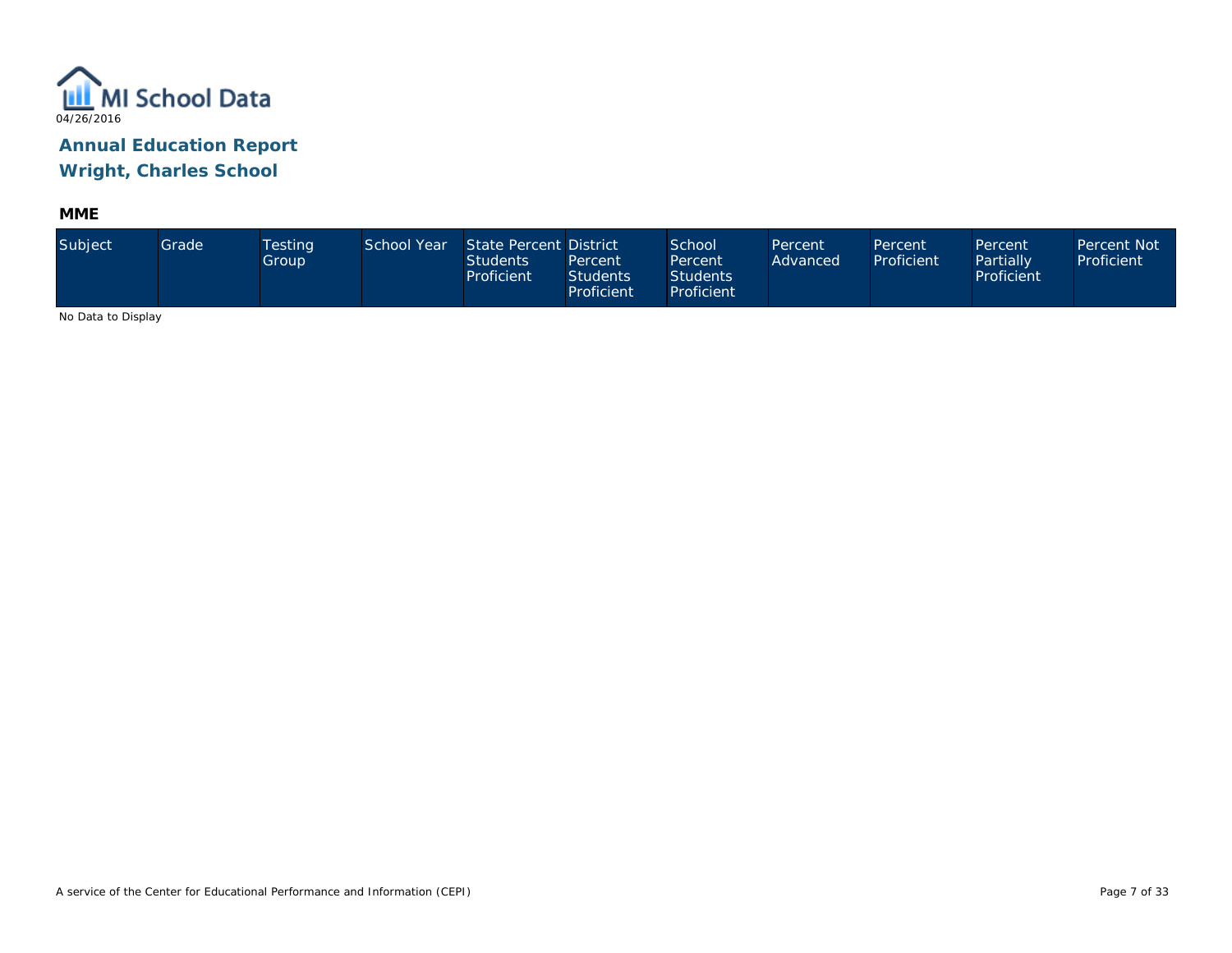MI School Data

04/26/2016

## Annual Education Report

## Wright, Charles School

### MME

| Subject | Grade | Testing Group | School Year | State Percent Students Proficient | District Percent Students Proficient | School Percent Students Proficient | Percent Advanced | Percent Proficient | Percent Partially Proficient | Percent Not Proficient |
|---|---|---|---|---|---|---|---|---|---|---|

No Data to Display

A service of the Center for Educational Performance and Information (CEPI)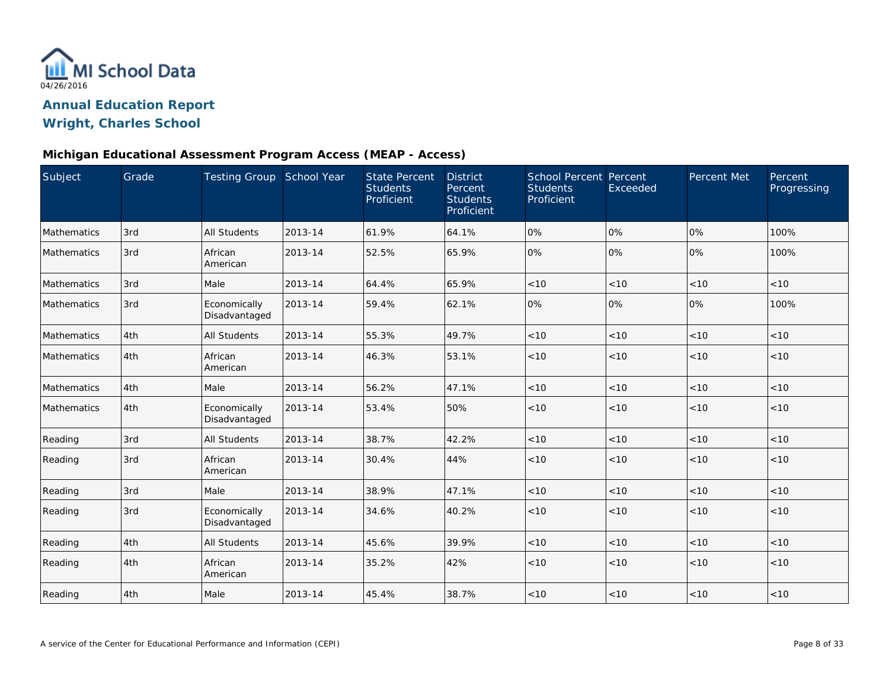MI School Data

04/26/2016

## Annual Education Report

## Wright, Charles School

### Michigan Educational Assessment Program Access (MEAP - Access)

| Subject | Grade | Testing Group | School Year | State Percent Students Proficient | District Percent Students Proficient | School Percent Students Proficient | Percent Exceeded | Percent Met | Percent Progressing |
|---|---|---|---|---|---|---|---|---|---|
| Mathematics | 3rd | All Students | 2013-14 | 61.9% | 64.1% | 0% | 0% | 0% | 100% |
| Mathematics | 3rd | African American | 2013-14 | 52.5% | 65.9% | 0% | 0% | 0% | 100% |
| Mathematics | 3rd | Male | 2013-14 | 64.4% | 65.9% | <10 | <10 | <10 | <10 |
| Mathematics | 3rd | Economically Disadvantaged | 2013-14 | 59.4% | 62.1% | 0% | 0% | 0% | 100% |
| Mathematics | 4th | All Students | 2013-14 | 55.3% | 49.7% | <10 | <10 | <10 | <10 |
| Mathematics | 4th | African American | 2013-14 | 46.3% | 53.1% | <10 | <10 | <10 | <10 |
| Mathematics | 4th | Male | 2013-14 | 56.2% | 47.1% | <10 | <10 | <10 | <10 |
| Mathematics | 4th | Economically Disadvantaged | 2013-14 | 53.4% | 50% | <10 | <10 | <10 | <10 |
| Reading | 3rd | All Students | 2013-14 | 38.7% | 42.2% | <10 | <10 | <10 | <10 |
| Reading | 3rd | African American | 2013-14 | 30.4% | 44% | <10 | <10 | <10 | <10 |
| Reading | 3rd | Male | 2013-14 | 38.9% | 47.1% | <10 | <10 | <10 | <10 |
| Reading | 3rd | Economically Disadvantaged | 2013-14 | 34.6% | 40.2% | <10 | <10 | <10 | <10 |
| Reading | 4th | All Students | 2013-14 | 45.6% | 39.9% | <10 | <10 | <10 | <10 |
| Reading | 4th | African American | 2013-14 | 35.2% | 42% | <10 | <10 | <10 | <10 |
| Reading | 4th | Male | 2013-14 | 45.4% | 38.7% | <10 | <10 | <10 | <10 |

A service of the Center for Educational Performance and Information (CEPI)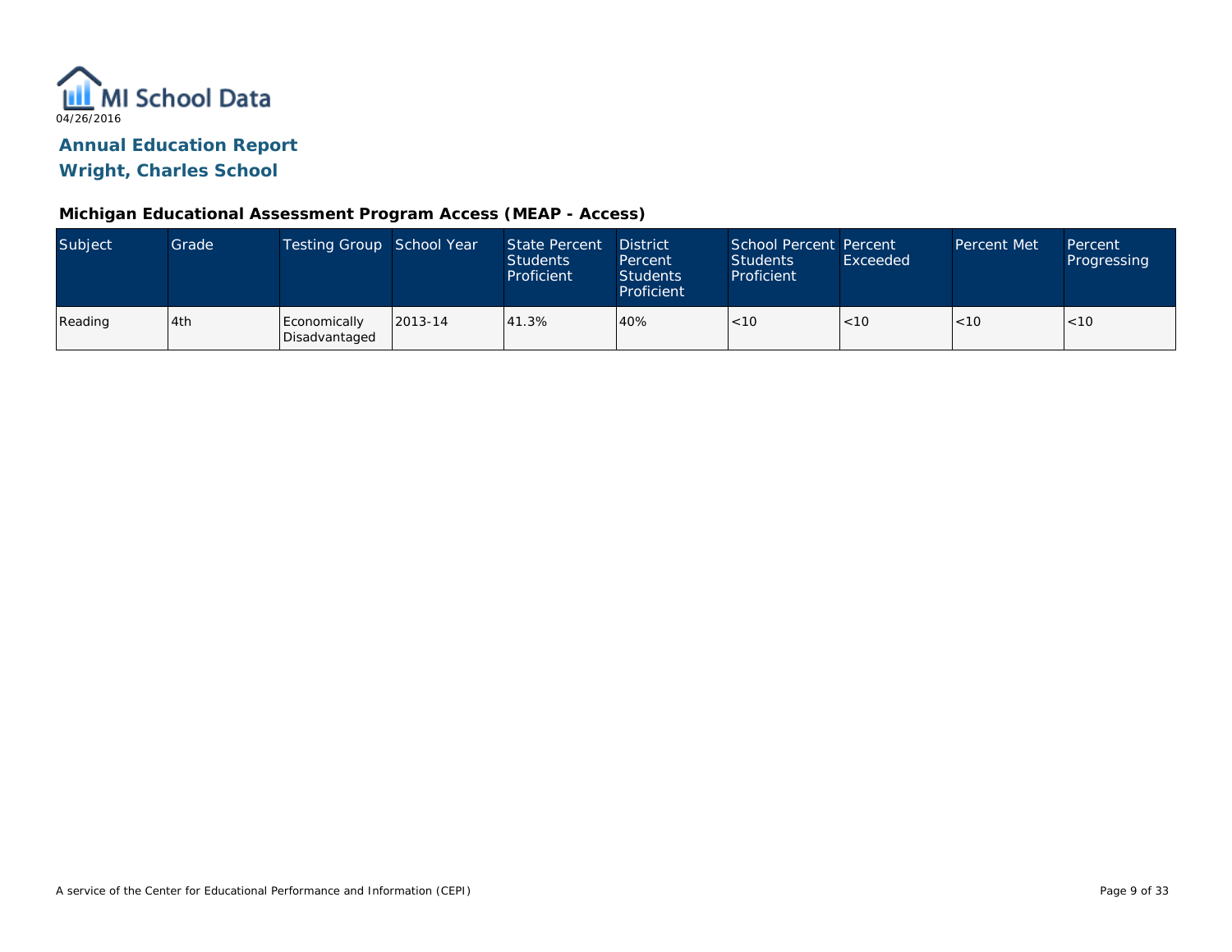MI School Data

04/26/2016

## Annual Education Report

## Wright, Charles School

### Michigan Educational Assessment Program Access (MEAP - Access)

| Subject | Grade | Testing Group | School Year | State Percent Students Proficient | District Percent Students Proficient | School Percent Students Proficient | Percent Exceeded | Percent Met | Percent Progressing |
|---|---|---|---|---|---|---|---|---|---|
| Reading | 4th | Economically Disadvantaged | 2013-14 | 41.3% | 40% | <10 | <10 | <10 | <10 |

A service of the Center for Educational Performance and Information (CEPI)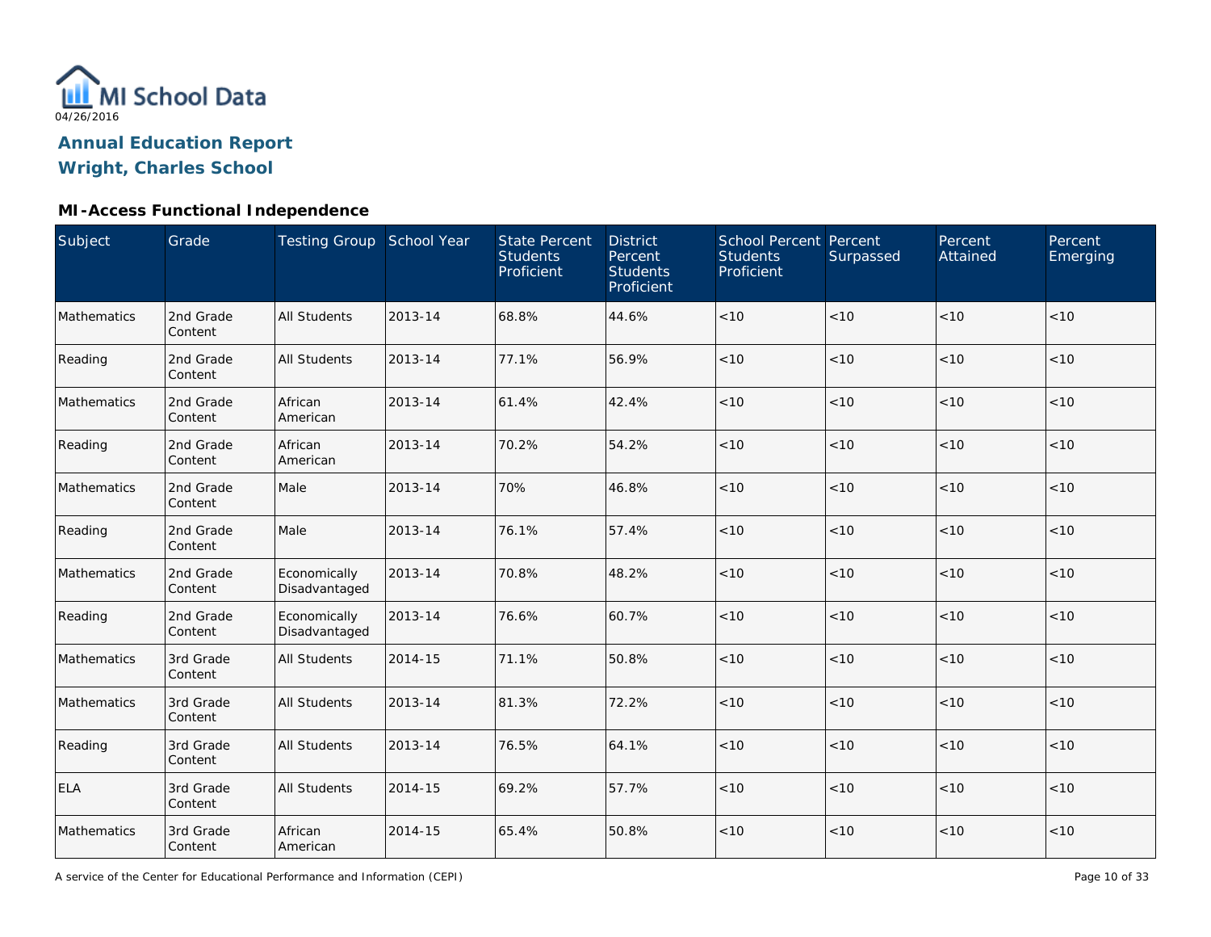MI School Data

04/26/2016

# Annual Education Report
## Wright, Charles School

### MI-Access Functional Independence

| Subject | Grade | Testing Group | School Year | State Percent Students Proficient | District Percent Students Proficient | School Percent Students Proficient | Percent Surpassed | Percent Attained | Percent Emerging |
|---|---|---|---|---|---|---|---|---|---|
| Mathematics | 2nd Grade Content | All Students | 2013-14 | 68.8% | 44.6% | <10 | <10 | <10 | <10 |
| Reading | 2nd Grade Content | All Students | 2013-14 | 77.1% | 56.9% | <10 | <10 | <10 | <10 |
| Mathematics | 2nd Grade Content | African American | 2013-14 | 61.4% | 42.4% | <10 | <10 | <10 | <10 |
| Reading | 2nd Grade Content | African American | 2013-14 | 70.2% | 54.2% | <10 | <10 | <10 | <10 |
| Mathematics | 2nd Grade Content | Male | 2013-14 | 70% | 46.8% | <10 | <10 | <10 | <10 |
| Reading | 2nd Grade Content | Male | 2013-14 | 76.1% | 57.4% | <10 | <10 | <10 | <10 |
| Mathematics | 2nd Grade Content | Economically Disadvantaged | 2013-14 | 70.8% | 48.2% | <10 | <10 | <10 | <10 |
| Reading | 2nd Grade Content | Economically Disadvantaged | 2013-14 | 76.6% | 60.7% | <10 | <10 | <10 | <10 |
| Mathematics | 3rd Grade Content | All Students | 2014-15 | 71.1% | 50.8% | <10 | <10 | <10 | <10 |
| Mathematics | 3rd Grade Content | All Students | 2013-14 | 81.3% | 72.2% | <10 | <10 | <10 | <10 |
| Reading | 3rd Grade Content | All Students | 2013-14 | 76.5% | 64.1% | <10 | <10 | <10 | <10 |
| ELA | 3rd Grade Content | All Students | 2014-15 | 69.2% | 57.7% | <10 | <10 | <10 | <10 |
| Mathematics | 3rd Grade Content | African American | 2014-15 | 65.4% | 50.8% | <10 | <10 | <10 | <10 |

A service of the Center for Educational Performance and Information (CEPI)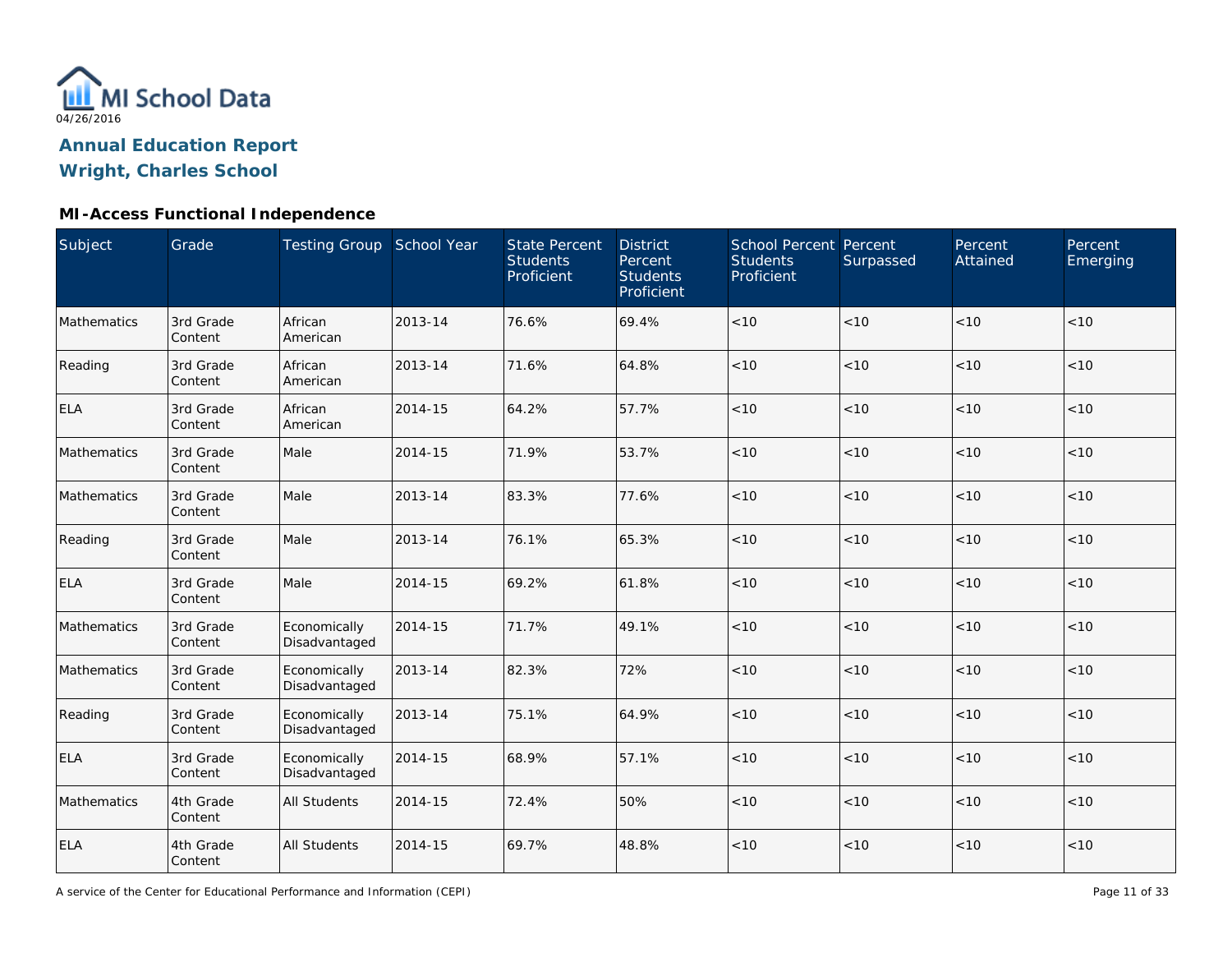MI School Data

04/26/2016

**Annual Education Report**
**Wright, Charles School**

### MI-Access Functional Independence

| Subject | Grade | Testing Group | School Year | State Percent Students Proficient | District Percent Students Proficient | School Percent Students Proficient | Percent Surpassed | Percent Attained | Percent Emerging |
|---|---|---|---|---|---|---|---|---|---|
| Mathematics | 3rd Grade Content | African American | 2013-14 | 76.6% | 69.4% | <10 | <10 | <10 | <10 |
| Reading | 3rd Grade Content | African American | 2013-14 | 71.6% | 64.8% | <10 | <10 | <10 | <10 |
| ELA | 3rd Grade Content | African American | 2014-15 | 64.2% | 57.7% | <10 | <10 | <10 | <10 |
| Mathematics | 3rd Grade Content | Male | 2014-15 | 71.9% | 53.7% | <10 | <10 | <10 | <10 |
| Mathematics | 3rd Grade Content | Male | 2013-14 | 83.3% | 77.6% | <10 | <10 | <10 | <10 |
| Reading | 3rd Grade Content | Male | 2013-14 | 76.1% | 65.3% | <10 | <10 | <10 | <10 |
| ELA | 3rd Grade Content | Male | 2014-15 | 69.2% | 61.8% | <10 | <10 | <10 | <10 |
| Mathematics | 3rd Grade Content | Economically Disadvantaged | 2014-15 | 71.7% | 49.1% | <10 | <10 | <10 | <10 |
| Mathematics | 3rd Grade Content | Economically Disadvantaged | 2013-14 | 82.3% | 72% | <10 | <10 | <10 | <10 |
| Reading | 3rd Grade Content | Economically Disadvantaged | 2013-14 | 75.1% | 64.9% | <10 | <10 | <10 | <10 |
| ELA | 3rd Grade Content | Economically Disadvantaged | 2014-15 | 68.9% | 57.1% | <10 | <10 | <10 | <10 |
| Mathematics | 4th Grade Content | All Students | 2014-15 | 72.4% | 50% | <10 | <10 | <10 | <10 |
| ELA | 4th Grade Content | All Students | 2014-15 | 69.7% | 48.8% | <10 | <10 | <10 | <10 |

A service of the Center for Educational Performance and Information (CEPI)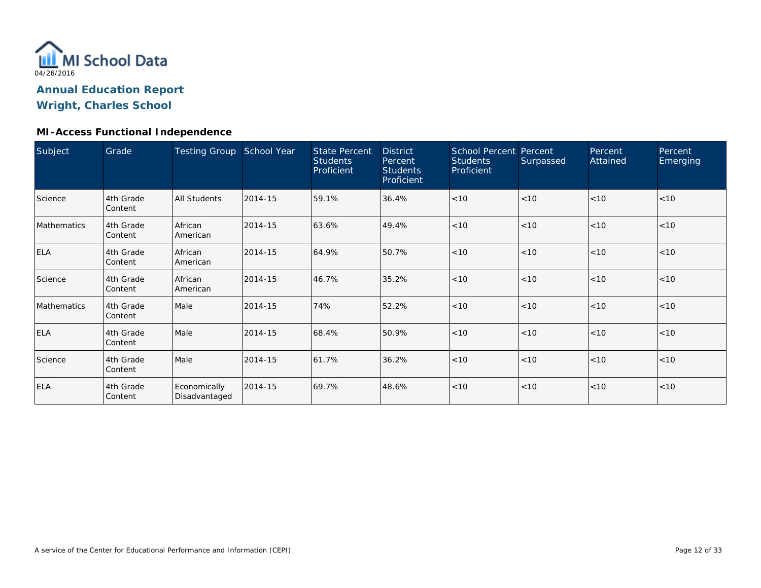MI School Data

04/26/2016

## Annual Education Report
## Wright, Charles School

### MI-Access Functional Independence

| Subject | Grade | Testing Group | School Year | State Percent Students Proficient | District Percent Students Proficient | School Percent Students Proficient | Percent Surpassed | Percent Attained | Percent Emerging |
|---|---|---|---|---|---|---|---|---|---|
| Science | 4th Grade Content | All Students | 2014-15 | 59.1% | 36.4% | <10 | <10 | <10 | <10 |
| Mathematics | 4th Grade Content | African American | 2014-15 | 63.6% | 49.4% | <10 | <10 | <10 | <10 |
| ELA | 4th Grade Content | African American | 2014-15 | 64.9% | 50.7% | <10 | <10 | <10 | <10 |
| Science | 4th Grade Content | African American | 2014-15 | 46.7% | 35.2% | <10 | <10 | <10 | <10 |
| Mathematics | 4th Grade Content | Male | 2014-15 | 74% | 52.2% | <10 | <10 | <10 | <10 |
| ELA | 4th Grade Content | Male | 2014-15 | 68.4% | 50.9% | <10 | <10 | <10 | <10 |
| Science | 4th Grade Content | Male | 2014-15 | 61.7% | 36.2% | <10 | <10 | <10 | <10 |
| ELA | 4th Grade Content | Economically Disadvantaged | 2014-15 | 69.7% | 48.6% | <10 | <10 | <10 | <10 |

A service of the Center for Educational Performance and Information (CEPI)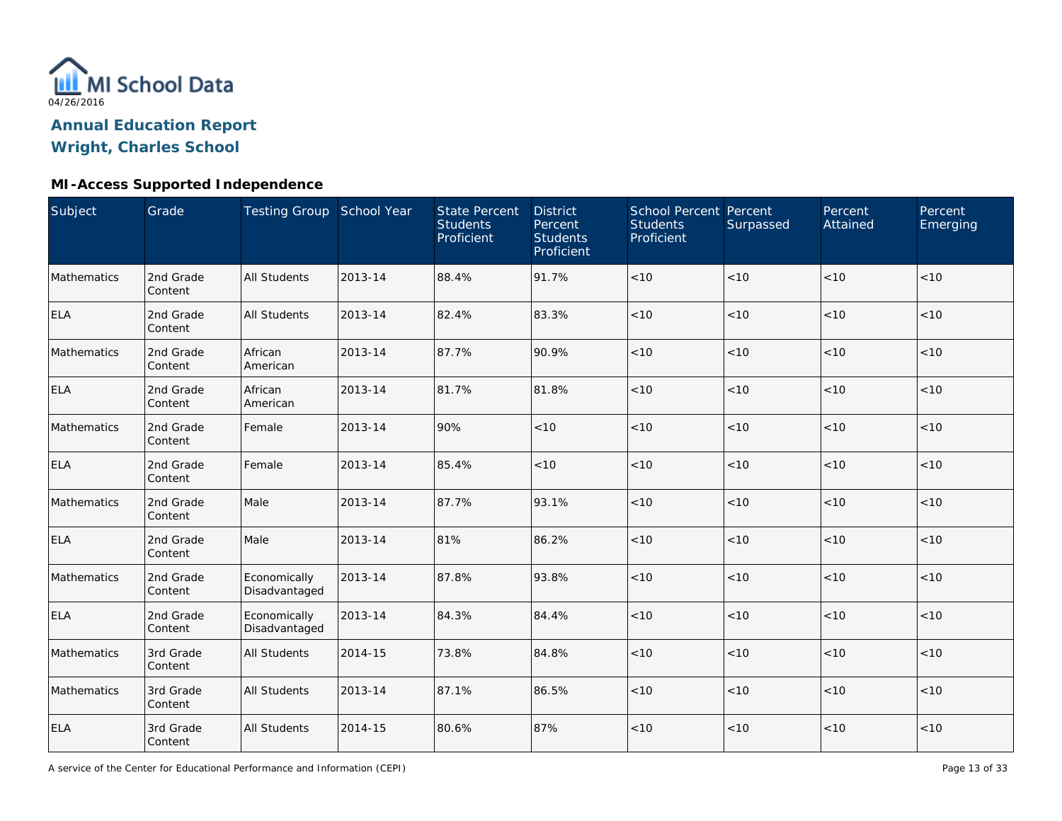MI School Data
04/26/2016

# Annual Education Report
# Wright, Charles School

### MI-Access Supported Independence

| Subject | Grade | Testing Group | School Year | State Percent Students Proficient | District Percent Students Proficient | School Percent Students Proficient | Percent Surpassed | Percent Attained | Percent Emerging |
|---|---|---|---|---|---|---|---|---|---|
| Mathematics | 2nd Grade Content | All Students | 2013-14 | 88.4% | 91.7% | <10 | <10 | <10 | <10 |
| ELA | 2nd Grade Content | All Students | 2013-14 | 82.4% | 83.3% | <10 | <10 | <10 | <10 |
| Mathematics | 2nd Grade Content | African American | 2013-14 | 87.7% | 90.9% | <10 | <10 | <10 | <10 |
| ELA | 2nd Grade Content | African American | 2013-14 | 81.7% | 81.8% | <10 | <10 | <10 | <10 |
| Mathematics | 2nd Grade Content | Female | 2013-14 | 90% | <10 | <10 | <10 | <10 | <10 |
| ELA | 2nd Grade Content | Female | 2013-14 | 85.4% | <10 | <10 | <10 | <10 | <10 |
| Mathematics | 2nd Grade Content | Male | 2013-14 | 87.7% | 93.1% | <10 | <10 | <10 | <10 |
| ELA | 2nd Grade Content | Male | 2013-14 | 81% | 86.2% | <10 | <10 | <10 | <10 |
| Mathematics | 2nd Grade Content | Economically Disadvantaged | 2013-14 | 87.8% | 93.8% | <10 | <10 | <10 | <10 |
| ELA | 2nd Grade Content | Economically Disadvantaged | 2013-14 | 84.3% | 84.4% | <10 | <10 | <10 | <10 |
| Mathematics | 3rd Grade Content | All Students | 2014-15 | 73.8% | 84.8% | <10 | <10 | <10 | <10 |
| Mathematics | 3rd Grade Content | All Students | 2013-14 | 87.1% | 86.5% | <10 | <10 | <10 | <10 |
| ELA | 3rd Grade Content | All Students | 2014-15 | 80.6% | 87% | <10 | <10 | <10 | <10 |

A service of the Center for Educational Performance and Information (CEPI)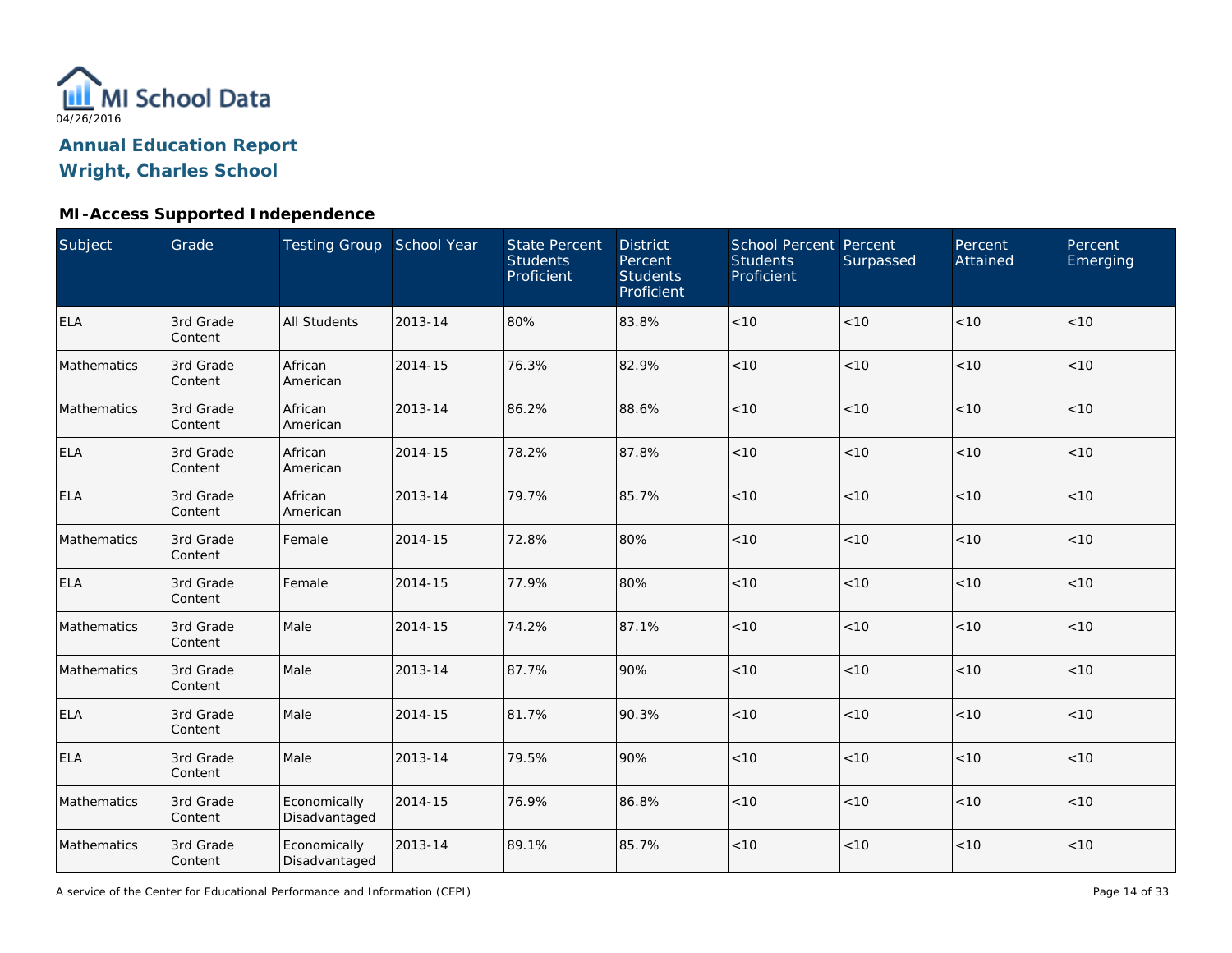MI School Data

04/26/2016

# Annual Education Report

# Wright, Charles School

## MI-Access Supported Independence

| Subject | Grade | Testing Group | School Year | State Percent Students Proficient | District Percent Students Proficient | School Percent Students Proficient | Percent Surpassed | Percent Attained | Percent Emerging |
|---|---|---|---|---|---|---|---|---|---|
| ELA | 3rd Grade Content | All Students | 2013-14 | 80% | 83.8% | <10 | <10 | <10 | <10 |
| Mathematics | 3rd Grade Content | African American | 2014-15 | 76.3% | 82.9% | <10 | <10 | <10 | <10 |
| Mathematics | 3rd Grade Content | African American | 2013-14 | 86.2% | 88.6% | <10 | <10 | <10 | <10 |
| ELA | 3rd Grade Content | African American | 2014-15 | 78.2% | 87.8% | <10 | <10 | <10 | <10 |
| ELA | 3rd Grade Content | African American | 2013-14 | 79.7% | 85.7% | <10 | <10 | <10 | <10 |
| Mathematics | 3rd Grade Content | Female | 2014-15 | 72.8% | 80% | <10 | <10 | <10 | <10 |
| ELA | 3rd Grade Content | Female | 2014-15 | 77.9% | 80% | <10 | <10 | <10 | <10 |
| Mathematics | 3rd Grade Content | Male | 2014-15 | 74.2% | 87.1% | <10 | <10 | <10 | <10 |
| Mathematics | 3rd Grade Content | Male | 2013-14 | 87.7% | 90% | <10 | <10 | <10 | <10 |
| ELA | 3rd Grade Content | Male | 2014-15 | 81.7% | 90.3% | <10 | <10 | <10 | <10 |
| ELA | 3rd Grade Content | Male | 2013-14 | 79.5% | 90% | <10 | <10 | <10 | <10 |
| Mathematics | 3rd Grade Content | Economically Disadvantaged | 2014-15 | 76.9% | 86.8% | <10 | <10 | <10 | <10 |
| Mathematics | 3rd Grade Content | Economically Disadvantaged | 2013-14 | 89.1% | 85.7% | <10 | <10 | <10 | <10 |

A service of the Center for Educational Performance and Information (CEPI)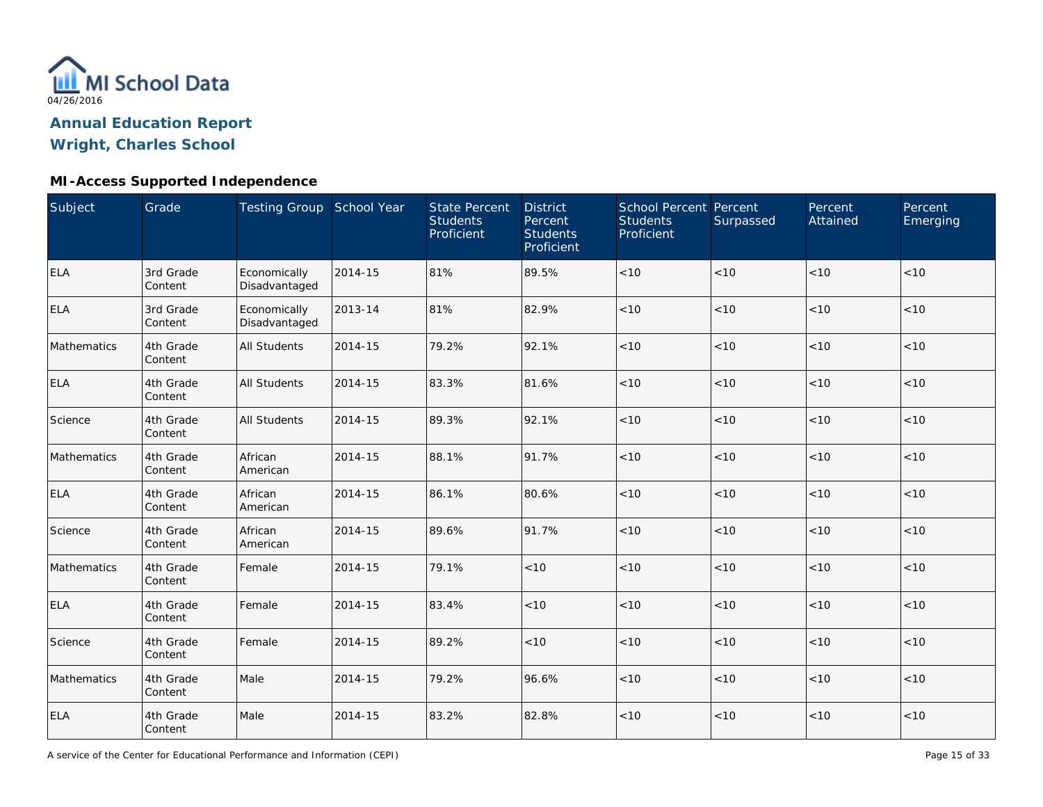MI School Data
04/26/2016

**Annual Education Report**
**Wright, Charles School**

### MI-Access Supported Independence

| Subject | Grade | Testing Group | School Year | State Percent Students Proficient | District Percent Students Proficient | School Percent Students Proficient | Percent Surpassed | Percent Attained | Percent Emerging |
|---|---|---|---|---|---|---|---|---|---|
| ELA | 3rd Grade Content | Economically Disadvantaged | 2014-15 | 81% | 89.5% | <10 | <10 | <10 | <10 |
| ELA | 3rd Grade Content | Economically Disadvantaged | 2013-14 | 81% | 82.9% | <10 | <10 | <10 | <10 |
| Mathematics | 4th Grade Content | All Students | 2014-15 | 79.2% | 92.1% | <10 | <10 | <10 | <10 |
| ELA | 4th Grade Content | All Students | 2014-15 | 83.3% | 81.6% | <10 | <10 | <10 | <10 |
| Science | 4th Grade Content | All Students | 2014-15 | 89.3% | 92.1% | <10 | <10 | <10 | <10 |
| Mathematics | 4th Grade Content | African American | 2014-15 | 88.1% | 91.7% | <10 | <10 | <10 | <10 |
| ELA | 4th Grade Content | African American | 2014-15 | 86.1% | 80.6% | <10 | <10 | <10 | <10 |
| Science | 4th Grade Content | African American | 2014-15 | 89.6% | 91.7% | <10 | <10 | <10 | <10 |
| Mathematics | 4th Grade Content | Female | 2014-15 | 79.1% | <10 | <10 | <10 | <10 | <10 |
| ELA | 4th Grade Content | Female | 2014-15 | 83.4% | <10 | <10 | <10 | <10 | <10 |
| Science | 4th Grade Content | Female | 2014-15 | 89.2% | <10 | <10 | <10 | <10 | <10 |
| Mathematics | 4th Grade Content | Male | 2014-15 | 79.2% | 96.6% | <10 | <10 | <10 | <10 |
| ELA | 4th Grade Content | Male | 2014-15 | 83.2% | 82.8% | <10 | <10 | <10 | <10 |

A service of the Center for Educational Performance and Information (CEPI)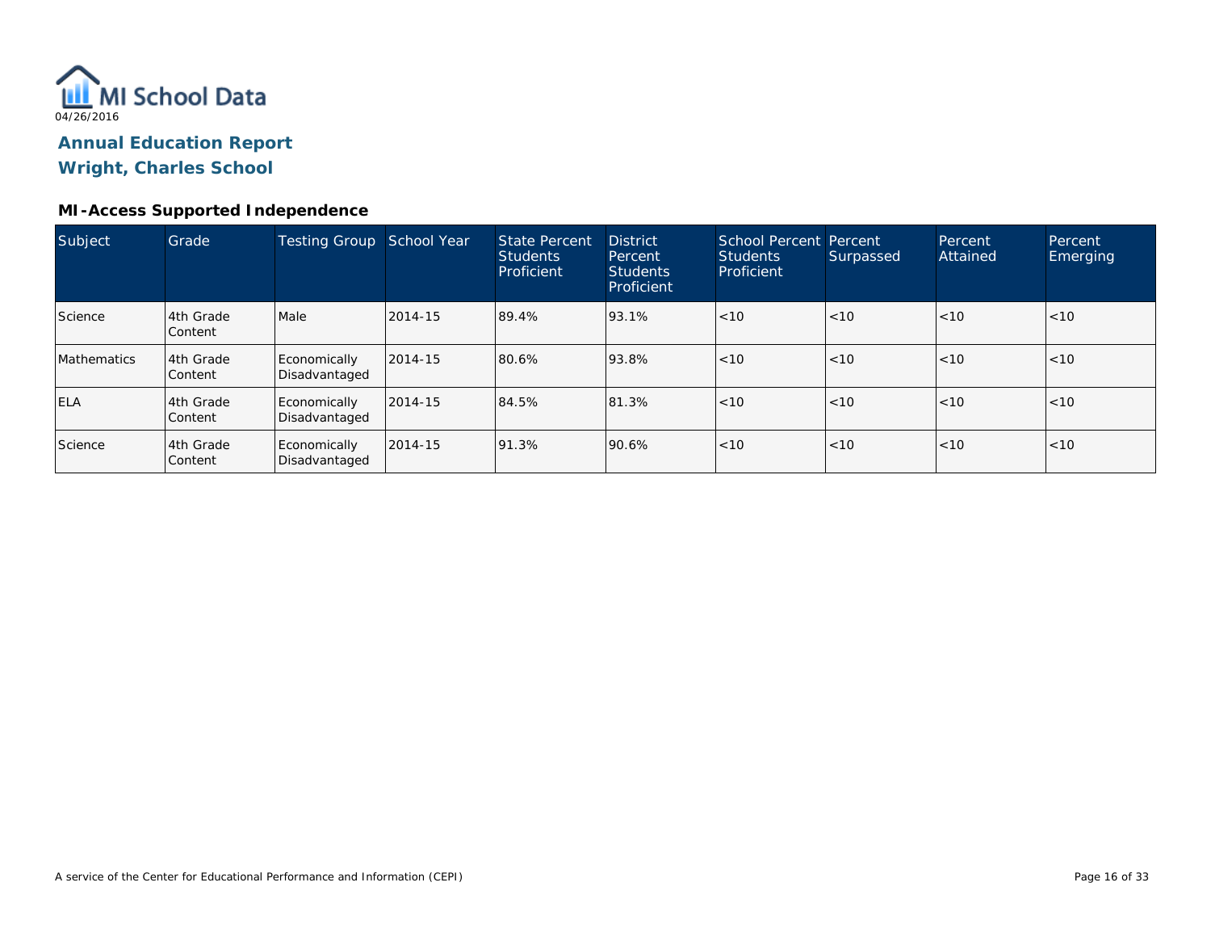MI School Data

04/26/2016

# Annual Education Report

## Wright, Charles School

### MI-Access Supported Independence

| Subject | Grade | Testing Group | School Year | State Percent Students Proficient | District Percent Students Proficient | School Percent Students Proficient | Percent Surpassed | Percent Attained | Percent Emerging |
|---|---|---|---|---|---|---|---|---|---|
| Science | 4th Grade Content | Male | 2014-15 | 89.4% | 93.1% | <10 | <10 | <10 | <10 |
| Mathematics | 4th Grade Content | Economically Disadvantaged | 2014-15 | 80.6% | 93.8% | <10 | <10 | <10 | <10 |
| ELA | 4th Grade Content | Economically Disadvantaged | 2014-15 | 84.5% | 81.3% | <10 | <10 | <10 | <10 |
| Science | 4th Grade Content | Economically Disadvantaged | 2014-15 | 91.3% | 90.6% | <10 | <10 | <10 | <10 |

A service of the Center for Educational Performance and Information (CEPI)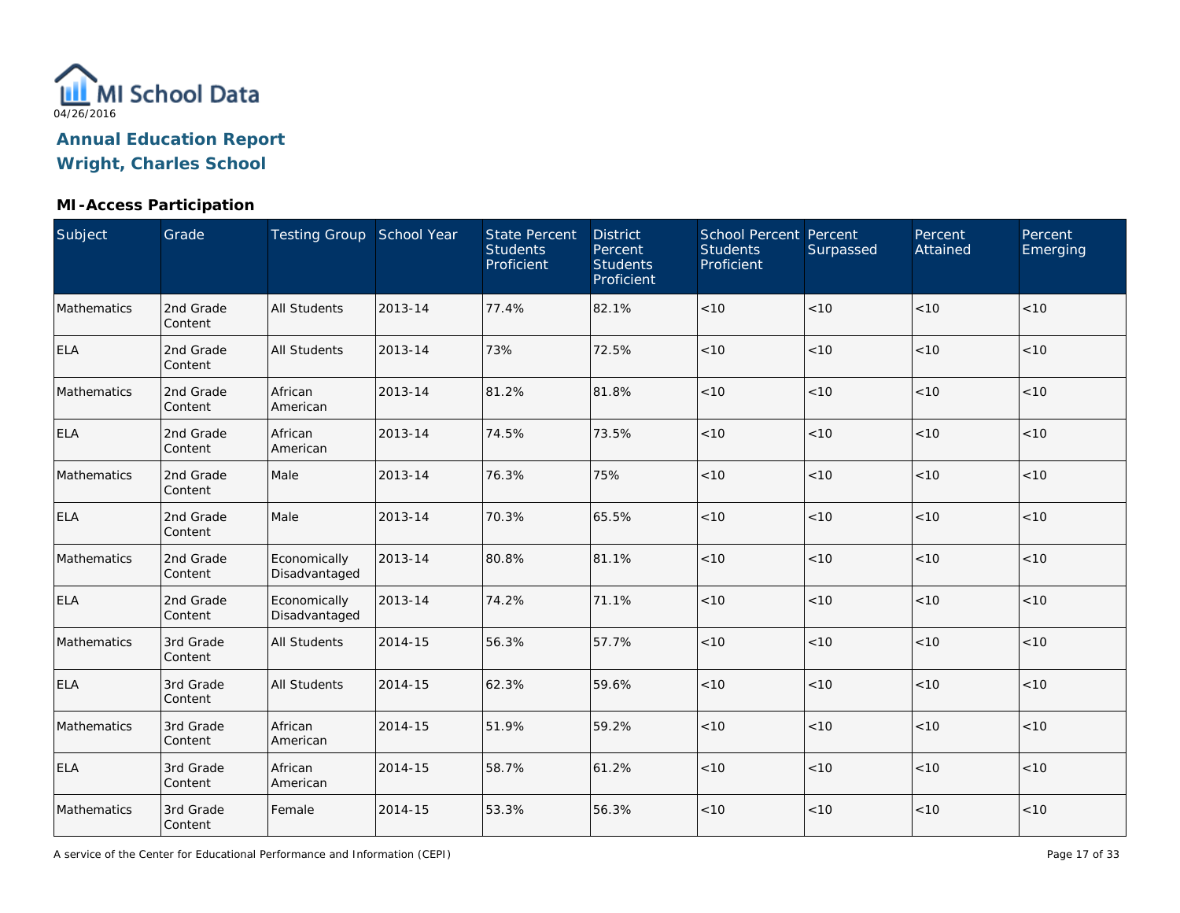MI School Data
04/26/2016

# Annual Education Report
# Wright, Charles School

### MI-Access Participation

| Subject | Grade | Testing Group | School Year | State Percent Students Proficient | District Percent Students Proficient | School Percent Students Proficient | Percent Surpassed | Percent Attained | Percent Emerging |
|---|---|---|---|---|---|---|---|---|---|
| Mathematics | 2nd Grade Content | All Students | 2013-14 | 77.4% | 82.1% | <10 | <10 | <10 | <10 |
| ELA | 2nd Grade Content | All Students | 2013-14 | 73% | 72.5% | <10 | <10 | <10 | <10 |
| Mathematics | 2nd Grade Content | African American | 2013-14 | 81.2% | 81.8% | <10 | <10 | <10 | <10 |
| ELA | 2nd Grade Content | African American | 2013-14 | 74.5% | 73.5% | <10 | <10 | <10 | <10 |
| Mathematics | 2nd Grade Content | Male | 2013-14 | 76.3% | 75% | <10 | <10 | <10 | <10 |
| ELA | 2nd Grade Content | Male | 2013-14 | 70.3% | 65.5% | <10 | <10 | <10 | <10 |
| Mathematics | 2nd Grade Content | Economically Disadvantaged | 2013-14 | 80.8% | 81.1% | <10 | <10 | <10 | <10 |
| ELA | 2nd Grade Content | Economically Disadvantaged | 2013-14 | 74.2% | 71.1% | <10 | <10 | <10 | <10 |
| Mathematics | 3rd Grade Content | All Students | 2014-15 | 56.3% | 57.7% | <10 | <10 | <10 | <10 |
| ELA | 3rd Grade Content | All Students | 2014-15 | 62.3% | 59.6% | <10 | <10 | <10 | <10 |
| Mathematics | 3rd Grade Content | African American | 2014-15 | 51.9% | 59.2% | <10 | <10 | <10 | <10 |
| ELA | 3rd Grade Content | African American | 2014-15 | 58.7% | 61.2% | <10 | <10 | <10 | <10 |
| Mathematics | 3rd Grade Content | Female | 2014-15 | 53.3% | 56.3% | <10 | <10 | <10 | <10 |

A service of the Center for Educational Performance and Information (CEPI)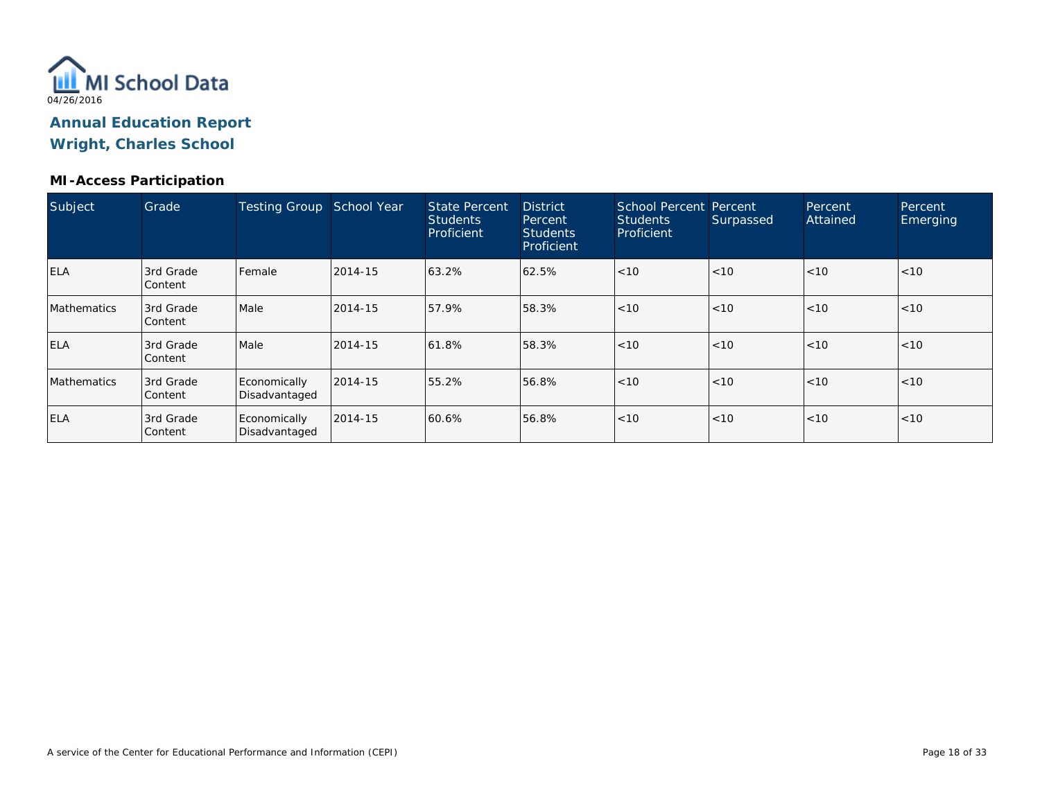MI School Data

04/26/2016

# Annual Education Report
# Wright, Charles School

## MI-Access Participation

| Subject | Grade | Testing Group | School Year | State Percent Students Proficient | District Percent Students Proficient | School Percent Students Proficient | Percent Surpassed | Percent Attained | Percent Emerging |
|---|---|---|---|---|---|---|---|---|---|
| ELA | 3rd Grade Content | Female | 2014-15 | 63.2% | 62.5% | <10 | <10 | <10 | <10 |
| Mathematics | 3rd Grade Content | Male | 2014-15 | 57.9% | 58.3% | <10 | <10 | <10 | <10 |
| ELA | 3rd Grade Content | Male | 2014-15 | 61.8% | 58.3% | <10 | <10 | <10 | <10 |
| Mathematics | 3rd Grade Content | Economically Disadvantaged | 2014-15 | 55.2% | 56.8% | <10 | <10 | <10 | <10 |
| ELA | 3rd Grade Content | Economically Disadvantaged | 2014-15 | 60.6% | 56.8% | <10 | <10 | <10 | <10 |

A service of the Center for Educational Performance and Information (CEPI)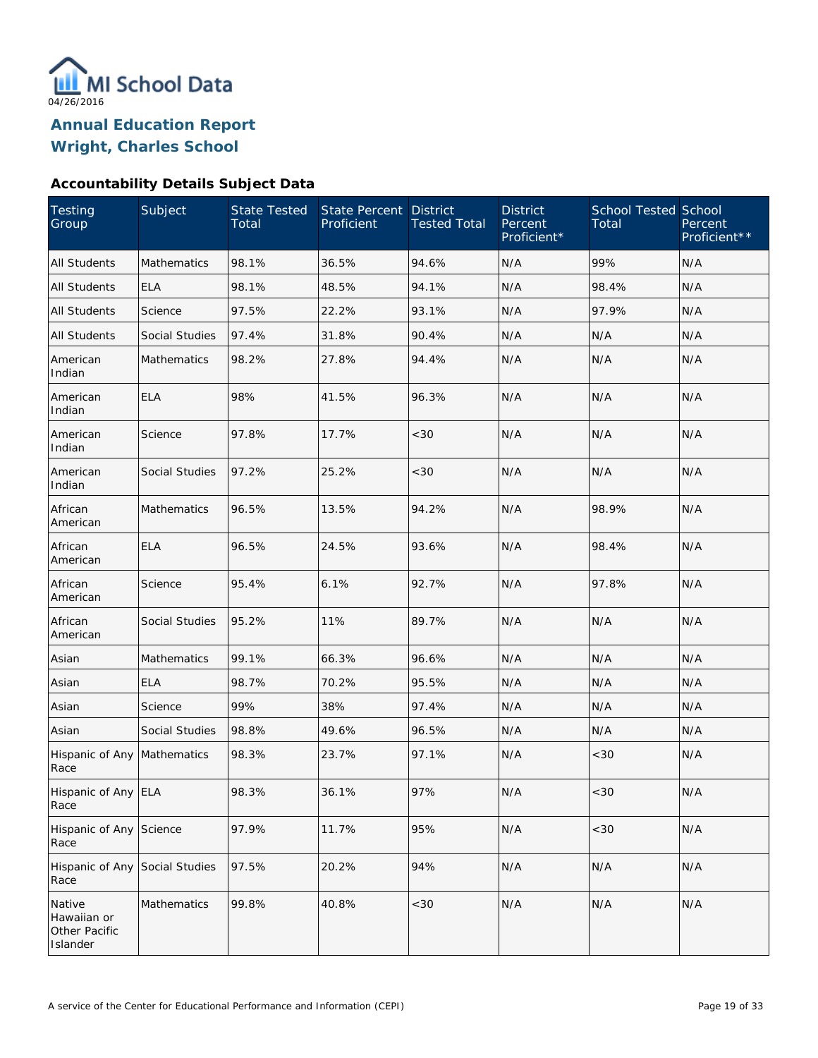MI School Data

04/26/2016

# Annual Education Report
# Wright, Charles School

### Accountability Details Subject Data

| Testing Group | Subject | State Tested Total | State Percent Proficient | District Tested Total | District Percent Proficient* | School Tested Total | School Percent Proficient** |
|---|---|---|---|---|---|---|---|
| All Students | Mathematics | 98.1% | 36.5% | 94.6% | N/A | 99% | N/A |
| All Students | ELA | 98.1% | 48.5% | 94.1% | N/A | 98.4% | N/A |
| All Students | Science | 97.5% | 22.2% | 93.1% | N/A | 97.9% | N/A |
| All Students | Social Studies | 97.4% | 31.8% | 90.4% | N/A | N/A | N/A |
| American Indian | Mathematics | 98.2% | 27.8% | 94.4% | N/A | N/A | N/A |
| American Indian | ELA | 98% | 41.5% | 96.3% | N/A | N/A | N/A |
| American Indian | Science | 97.8% | 17.7% | <30 | N/A | N/A | N/A |
| American Indian | Social Studies | 97.2% | 25.2% | <30 | N/A | N/A | N/A |
| African American | Mathematics | 96.5% | 13.5% | 94.2% | N/A | 98.9% | N/A |
| African American | ELA | 96.5% | 24.5% | 93.6% | N/A | 98.4% | N/A |
| African American | Science | 95.4% | 6.1% | 92.7% | N/A | 97.8% | N/A |
| African American | Social Studies | 95.2% | 11% | 89.7% | N/A | N/A | N/A |
| Asian | Mathematics | 99.1% | 66.3% | 96.6% | N/A | N/A | N/A |
| Asian | ELA | 98.7% | 70.2% | 95.5% | N/A | N/A | N/A |
| Asian | Science | 99% | 38% | 97.4% | N/A | N/A | N/A |
| Asian | Social Studies | 98.8% | 49.6% | 96.5% | N/A | N/A | N/A |
| Hispanic of Any Race | Mathematics | 98.3% | 23.7% | 97.1% | N/A | <30 | N/A |
| Hispanic of Any Race | ELA | 98.3% | 36.1% | 97% | N/A | <30 | N/A |
| Hispanic of Any Race | Science | 97.9% | 11.7% | 95% | N/A | <30 | N/A |
| Hispanic of Any Race | Social Studies | 97.5% | 20.2% | 94% | N/A | N/A | N/A |
| Native Hawaiian or Other Pacific Islander | Mathematics | 99.8% | 40.8% | <30 | N/A | N/A | N/A |

A service of the Center for Educational Performance and Information (CEPI)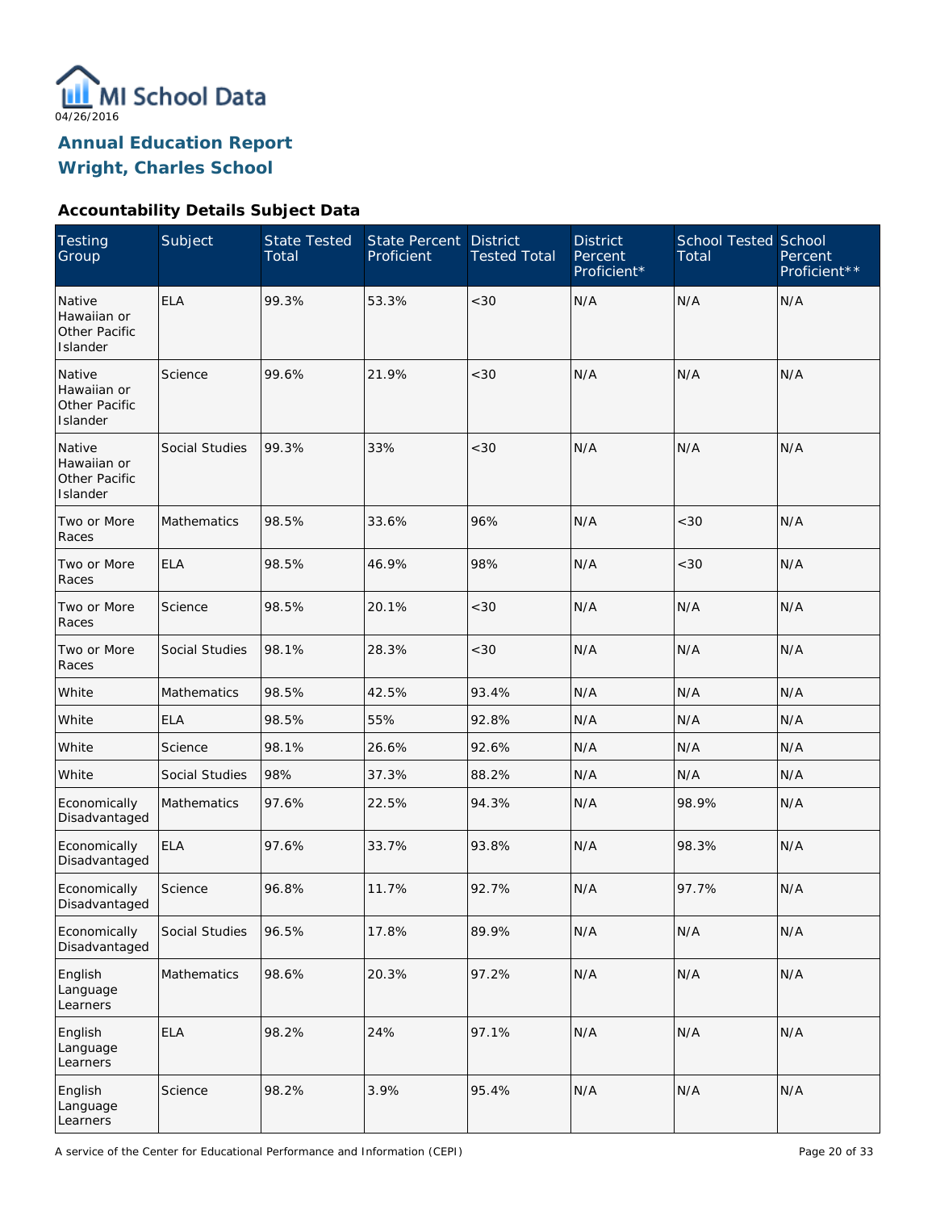04/26/2016

# Annual Education Report
# Wright, Charles School

### Accountability Details Subject Data

| Testing Group | Subject | State Tested Total | State Percent Proficient | District Tested Total | District Percent Proficient* | School Tested Total | School Percent Proficient** |
|---|---|---|---|---|---|---|---|
| Native Hawaiian or Other Pacific Islander | ELA | 99.3% | 53.3% | <30 | N/A | N/A | N/A |
| Native Hawaiian or Other Pacific Islander | Science | 99.6% | 21.9% | <30 | N/A | N/A | N/A |
| Native Hawaiian or Other Pacific Islander | Social Studies | 99.3% | 33% | <30 | N/A | N/A | N/A |
| Two or More Races | Mathematics | 98.5% | 33.6% | 96% | N/A | <30 | N/A |
| Two or More Races | ELA | 98.5% | 46.9% | 98% | N/A | <30 | N/A |
| Two or More Races | Science | 98.5% | 20.1% | <30 | N/A | N/A | N/A |
| Two or More Races | Social Studies | 98.1% | 28.3% | <30 | N/A | N/A | N/A |
| White | Mathematics | 98.5% | 42.5% | 93.4% | N/A | N/A | N/A |
| White | ELA | 98.5% | 55% | 92.8% | N/A | N/A | N/A |
| White | Science | 98.1% | 26.6% | 92.6% | N/A | N/A | N/A |
| White | Social Studies | 98% | 37.3% | 88.2% | N/A | N/A | N/A |
| Economically Disadvantaged | Mathematics | 97.6% | 22.5% | 94.3% | N/A | 98.9% | N/A |
| Economically Disadvantaged | ELA | 97.6% | 33.7% | 93.8% | N/A | 98.3% | N/A |
| Economically Disadvantaged | Science | 96.8% | 11.7% | 92.7% | N/A | 97.7% | N/A |
| Economically Disadvantaged | Social Studies | 96.5% | 17.8% | 89.9% | N/A | N/A | N/A |
| English Language Learners | Mathematics | 98.6% | 20.3% | 97.2% | N/A | N/A | N/A |
| English Language Learners | ELA | 98.2% | 24% | 97.1% | N/A | N/A | N/A |
| English Language Learners | Science | 98.2% | 3.9% | 95.4% | N/A | N/A | N/A |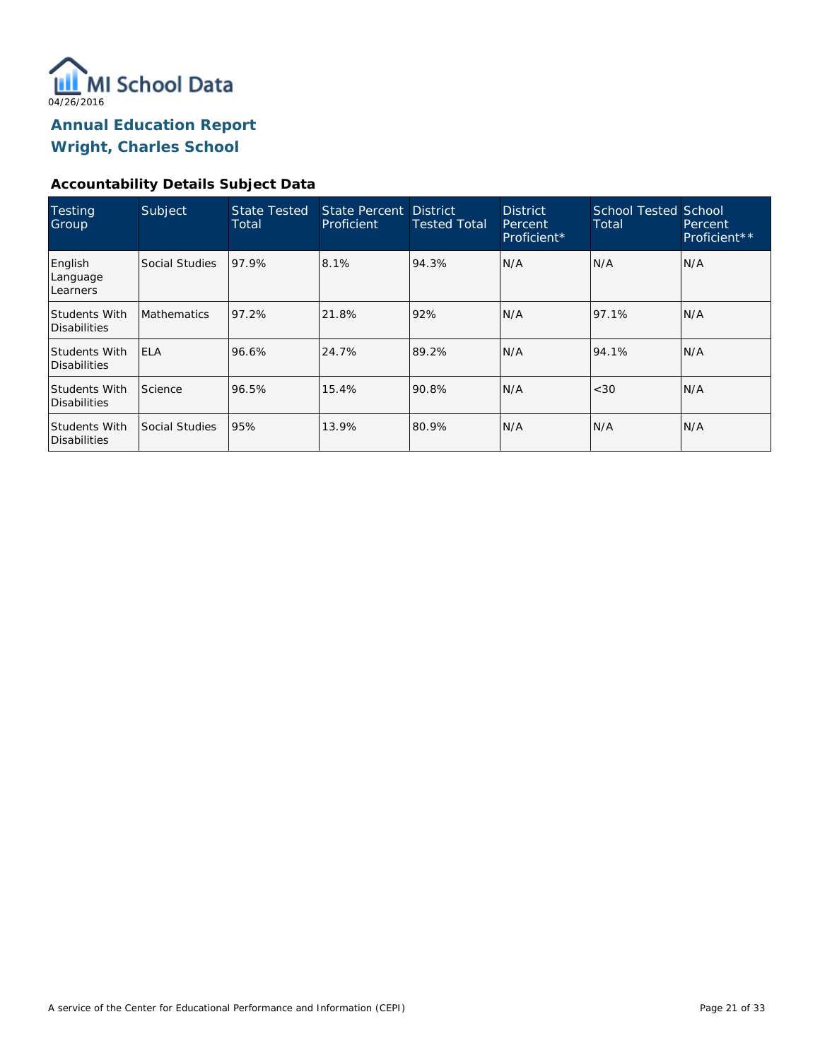MI School Data

04/26/2016

## Annual Education Report
## Wright, Charles School

### Accountability Details Subject Data

| Testing Group | Subject | State Tested Total | State Percent Proficient | District Tested Total | District Percent Proficient* | School Tested Total | School Percent Proficient** |
|---|---|---|---|---|---|---|---|
| English Language Learners | Social Studies | 97.9% | 8.1% | 94.3% | N/A | N/A | N/A |
| Students With Disabilities | Mathematics | 97.2% | 21.8% | 92% | N/A | 97.1% | N/A |
| Students With Disabilities | ELA | 96.6% | 24.7% | 89.2% | N/A | 94.1% | N/A |
| Students With Disabilities | Science | 96.5% | 15.4% | 90.8% | N/A | <30 | N/A |
| Students With Disabilities | Social Studies | 95% | 13.9% | 80.9% | N/A | N/A | N/A |

A service of the Center for Educational Performance and Information (CEPI)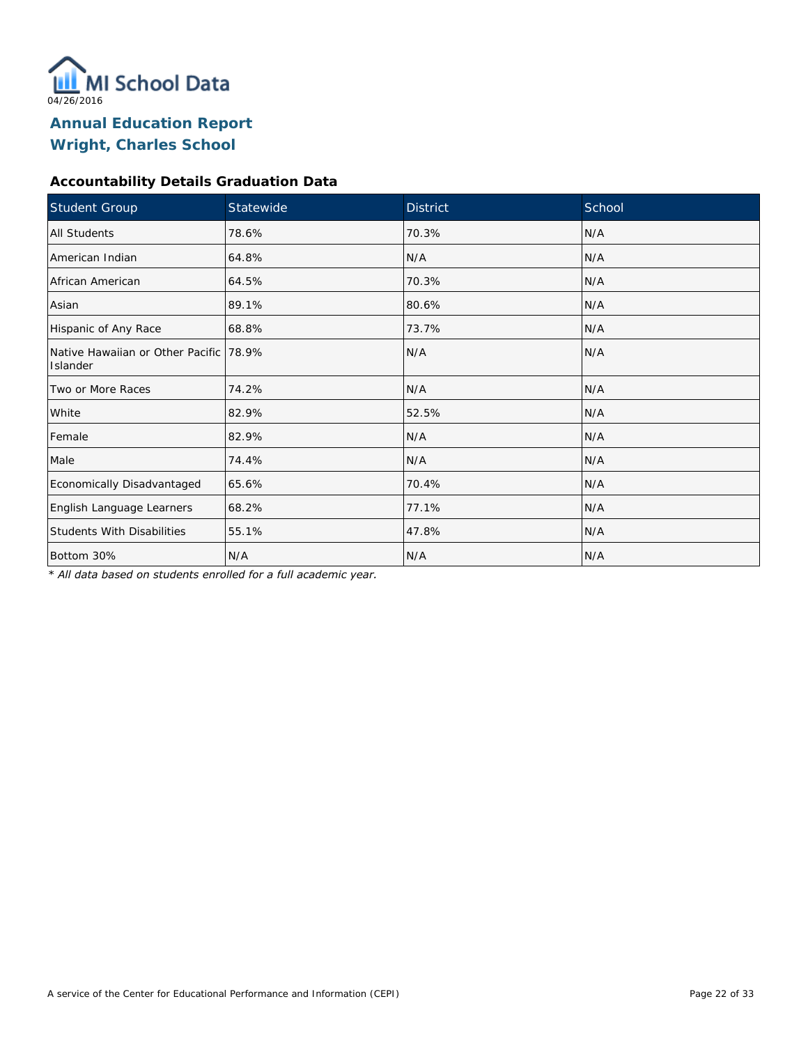MI School Data

04/26/2016

# Annual Education Report
# Wright, Charles School

### Accountability Details Graduation Data

| Student Group | Statewide | District | School |
|---|---|---|---|
| All Students | 78.6% | 70.3% | N/A |
| American Indian | 64.8% | N/A | N/A |
| African American | 64.5% | 70.3% | N/A |
| Asian | 89.1% | 80.6% | N/A |
| Hispanic of Any Race | 68.8% | 73.7% | N/A |
| Native Hawaiian or Other Pacific Islander | 78.9% | N/A | N/A |
| Two or More Races | 74.2% | N/A | N/A |
| White | 82.9% | 52.5% | N/A |
| Female | 82.9% | N/A | N/A |
| Male | 74.4% | N/A | N/A |
| Economically Disadvantaged | 65.6% | 70.4% | N/A |
| English Language Learners | 68.2% | 77.1% | N/A |
| Students With Disabilities | 55.1% | 47.8% | N/A |
| Bottom 30% | N/A | N/A | N/A |

*\* All data based on students enrolled for a full academic year.*

A service of the Center for Educational Performance and Information (CEPI)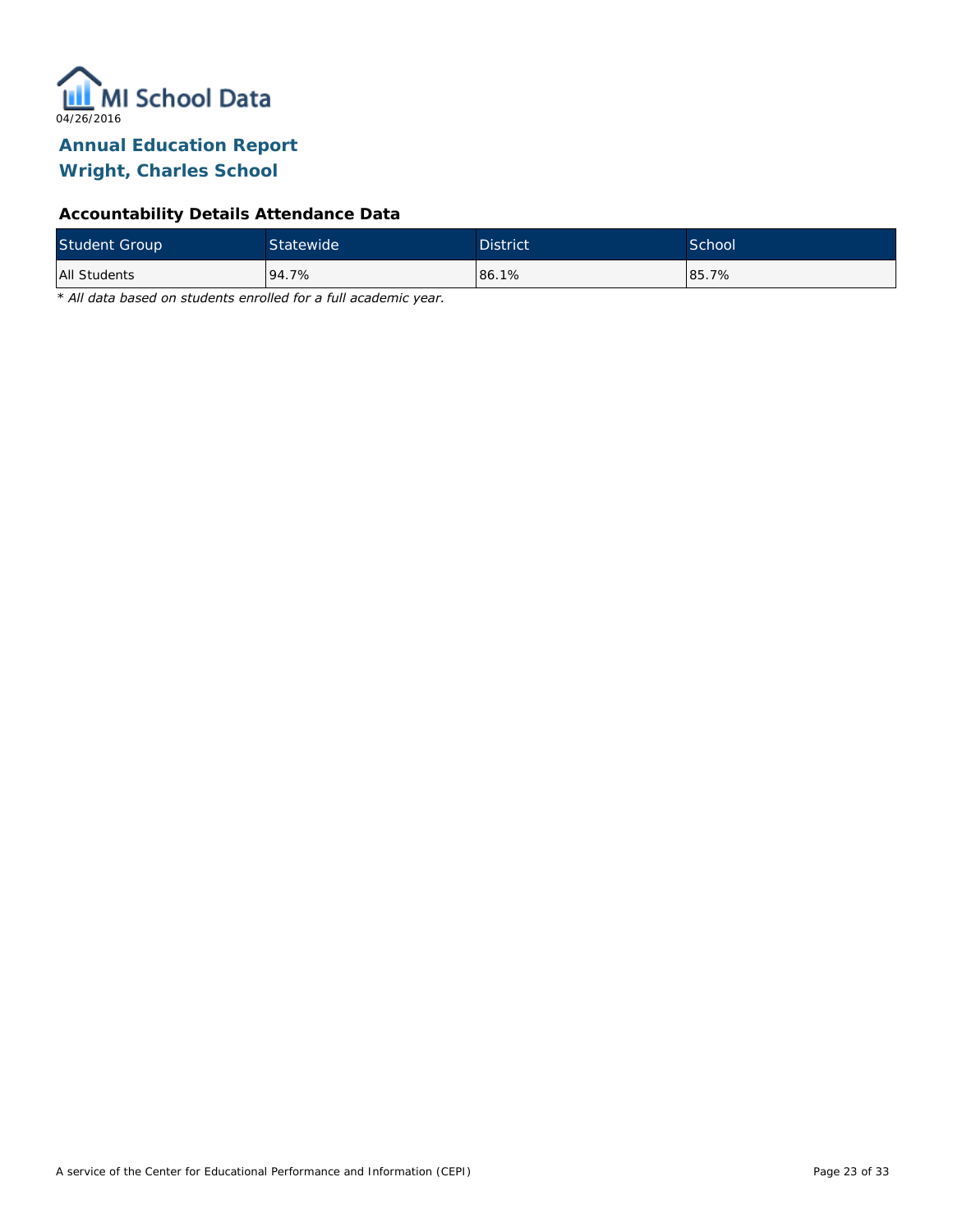MI School Data

04/26/2016

# Annual Education Report
# Wright, Charles School

### Accountability Details Attendance Data

| Student Group | Statewide | District | School |
|---|---|---|---|
| All Students | 94.7% | 86.1% | 85.7% |

*\* All data based on students enrolled for a full academic year.*

A service of the Center for Educational Performance and Information (CEPI)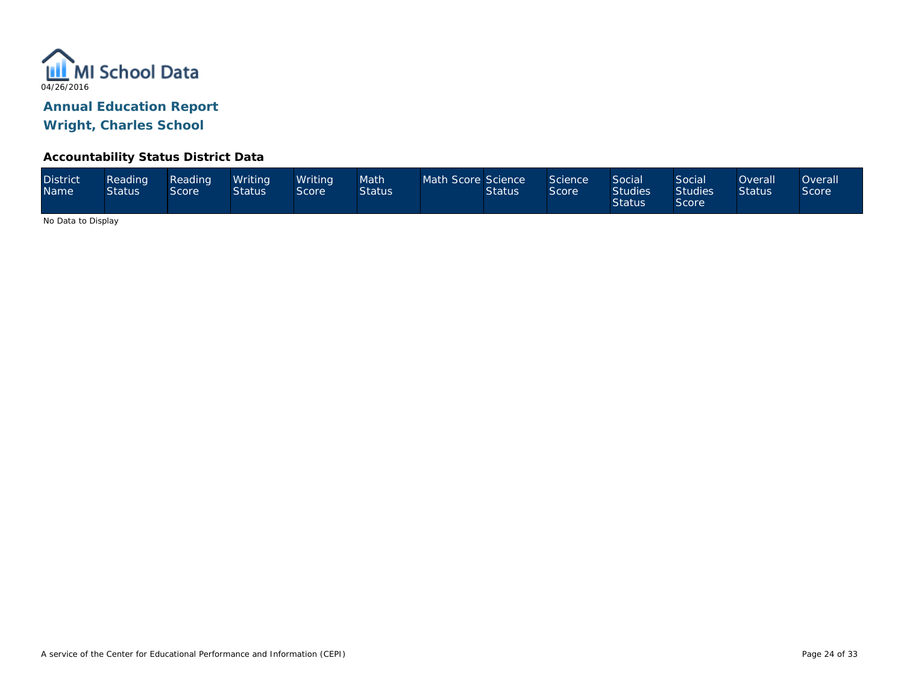MI School Data

04/26/2016

## Annual Education Report

## Wright, Charles School

### Accountability Status District Data

| District Name | Reading Status | Reading Score | Writing Status | Writing Score | Math Status | Math Score | Science Status | Science Score | Social Studies Status | Social Studies Score | Overall Status | Overall Score |
|---|---|---|---|---|---|---|---|---|---|---|---|---|

No Data to Display

A service of the Center for Educational Performance and Information (CEPI)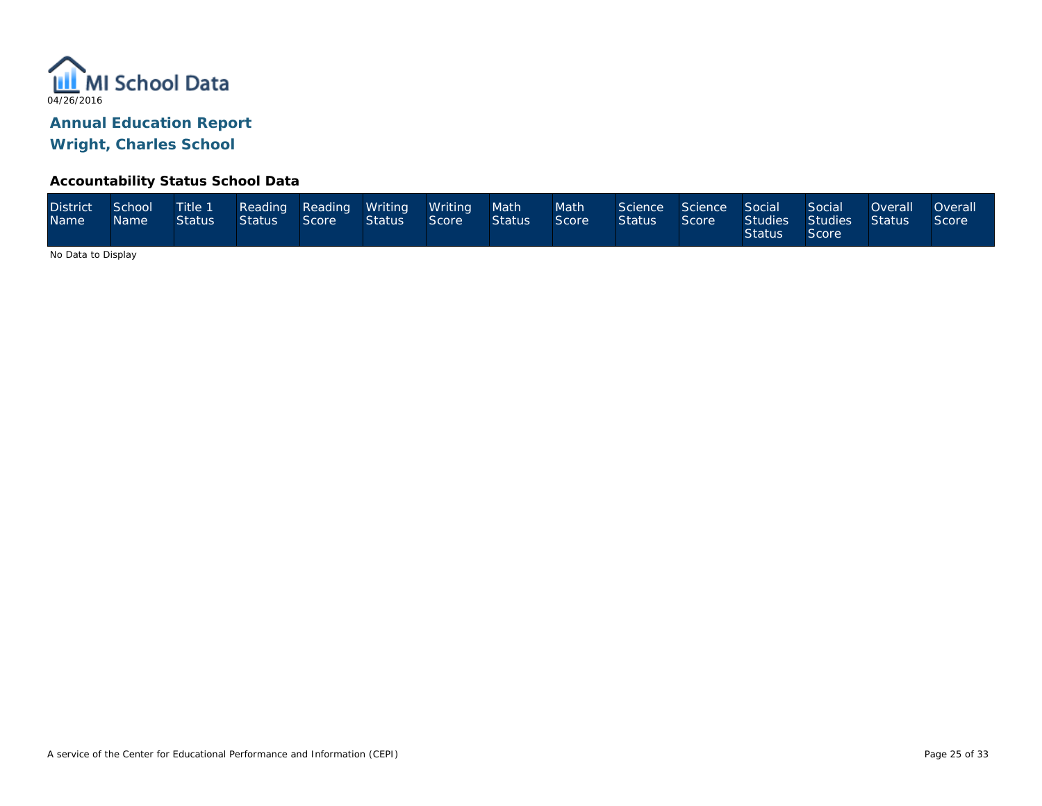MI School Data

04/26/2016

## Annual Education Report

## Wright, Charles School

### Accountability Status School Data

| District Name | School Name | Title 1 Status | Reading Status | Reading Score | Writing Status | Writing Score | Math Status | Math Score | Science Status | Science Score | Social Studies Status | Social Studies Score | Overall Status | Overall Score |
|---|---|---|---|---|---|---|---|---|---|---|---|---|---|---|

No Data to Display

A service of the Center for Educational Performance and Information (CEPI)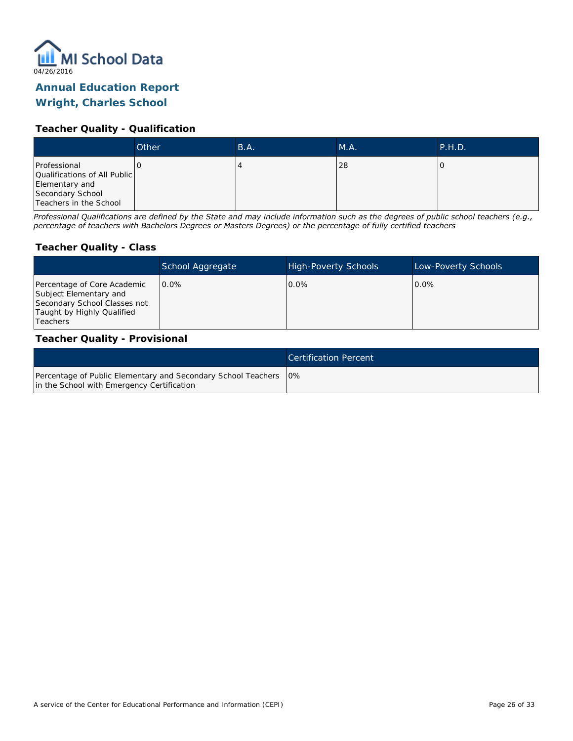# Annual Education Report

## Wright, Charles School

04/26/2016

### Teacher Quality - Qualification

| | Other | B.A. | M.A. | P.H.D. |
|---|---|---|---|---|
| Professional Qualifications of All Public Elementary and Secondary School Teachers in the School | 0 | 4 | 28 | 0 |

*Professional Qualifications are defined by the State and may include information such as the degrees of public school teachers (e.g., percentage of teachers with Bachelors Degrees or Masters Degrees) or the percentage of fully certified teachers*

### Teacher Quality - Class

| | School Aggregate | High-Poverty Schools | Low-Poverty Schools |
|---|---|---|---|
| Percentage of Core Academic Subject Elementary and Secondary School Classes not Taught by Highly Qualified Teachers | 0.0% | 0.0% | 0.0% |

### Teacher Quality - Provisional

| | Certification Percent |
|---|---|
| Percentage of Public Elementary and Secondary School Teachers in the School with Emergency Certification | 0% |

A service of the Center for Educational Performance and Information (CEPI)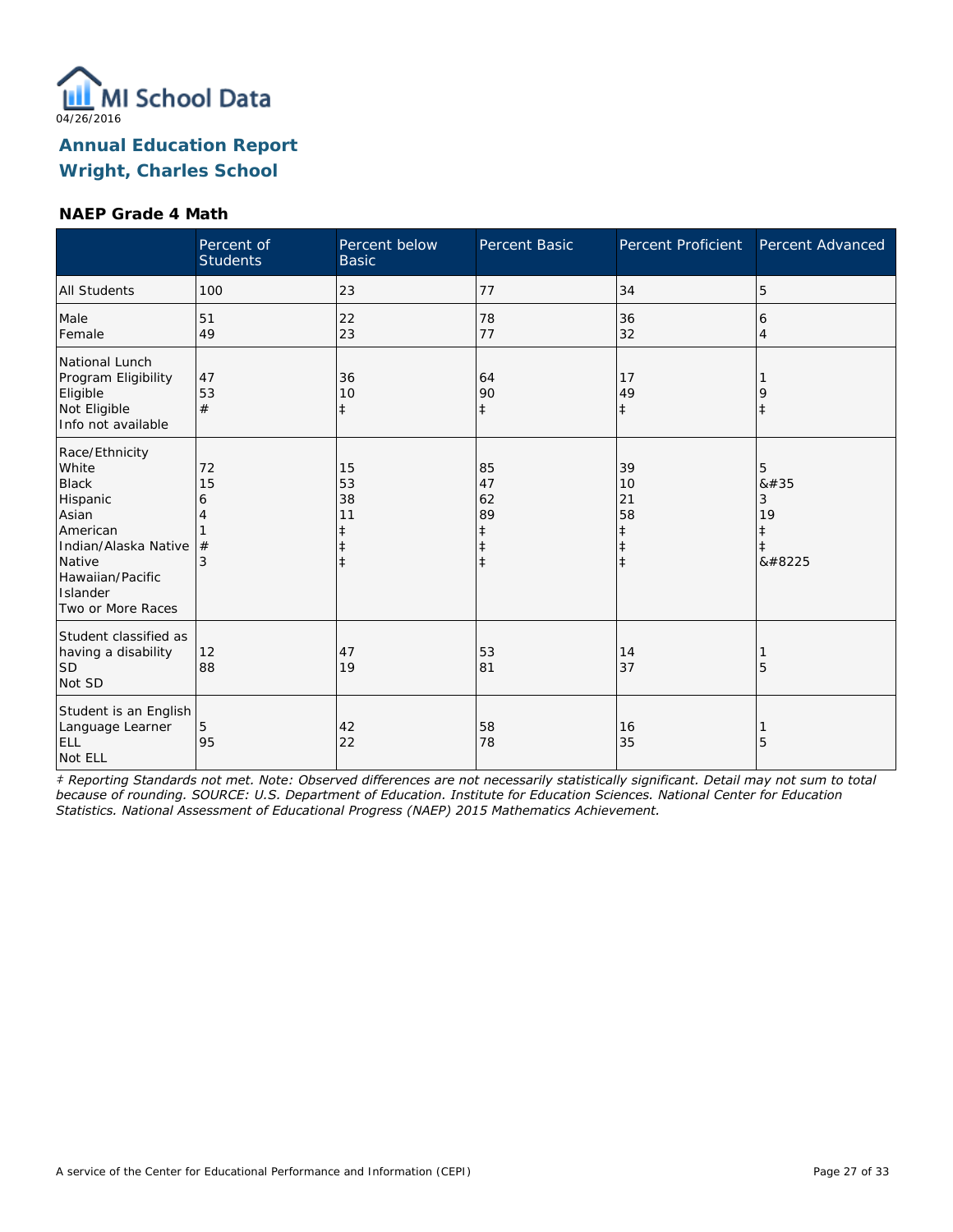04/26/2016

## Annual Education Report
## Wright, Charles School

### NAEP Grade 4 Math

| | Percent of Students | Percent below Basic | Percent Basic | Percent Proficient | Percent Advanced |
|---|---|---|---|---|---|
| All Students | 100 | 23 | 77 | 34 | 5 |
| Male<br>Female | 51<br>49 | 22<br>23 | 78<br>77 | 36<br>32 | 6<br>4 |
| National Lunch Program Eligibility<br>Eligible<br>Not Eligible<br>Info not available | 47<br>53<br># | 36<br>10<br>‡ | 64<br>90<br>‡ | 17<br>49<br>‡ | 1<br>9<br>‡ |
| Race/Ethnicity<br>White<br>Black<br>Hispanic<br>Asian<br>American Indian/Alaska Native<br>Native Hawaiian/Pacific Islander<br>Two or More Races | 72<br>15<br>6<br>4<br>1<br>#<br>3 | 15<br>53<br>38<br>11<br>‡<br>‡<br>‡ | 85<br>47<br>62<br>89<br>‡<br>‡<br>‡ | 39<br>10<br>21<br>58<br>‡<br>‡<br>‡ | 5<br>&#35<br>3<br>19<br>‡<br>‡<br>&#8225 |
| Student classified as having a disability<br>SD<br>Not SD | 12<br>88 | 47<br>19 | 53<br>81 | 14<br>37 | 1<br>5 |
| Student is an English Language Learner<br>ELL<br>Not ELL | 5<br>95 | 42<br>22 | 58<br>78 | 16<br>35 | 1<br>5 |

*‡ Reporting Standards not met. Note: Observed differences are not necessarily statistically significant. Detail may not sum to total because of rounding. SOURCE: U.S. Department of Education. Institute for Education Sciences. National Center for Education Statistics. National Assessment of Educational Progress (NAEP) 2015 Mathematics Achievement.*

A service of the Center for Educational Performance and Information (CEPI)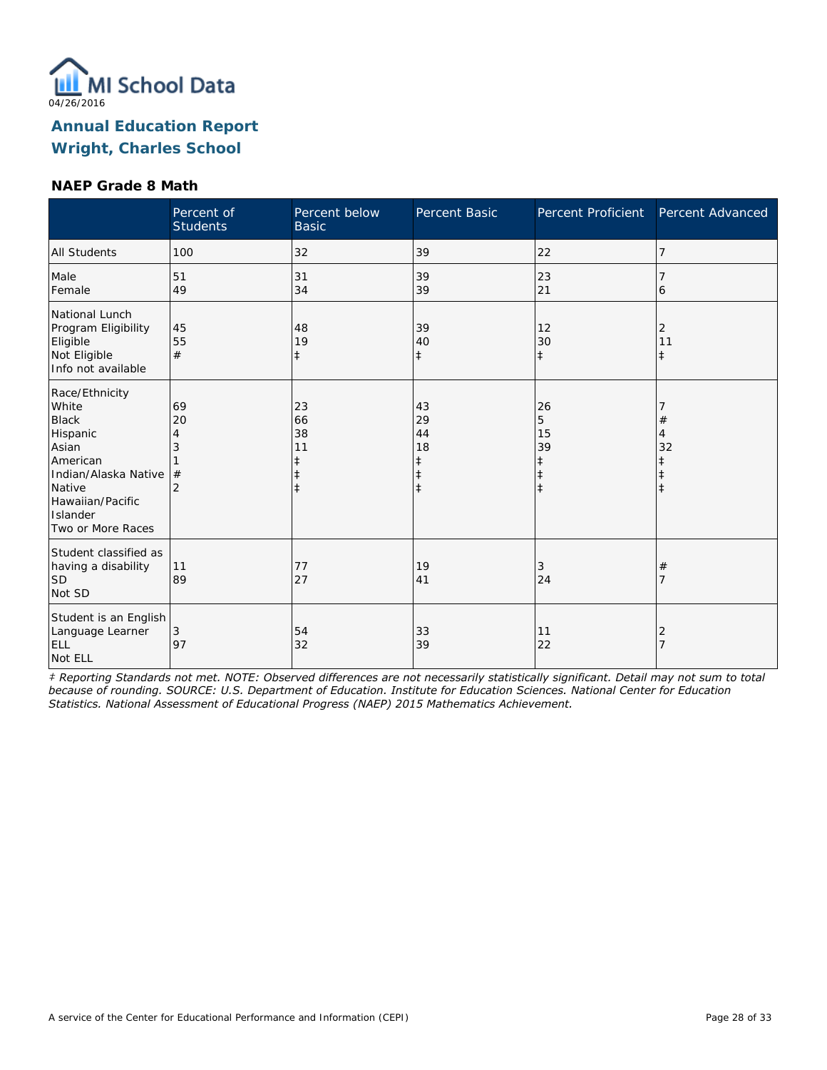04/26/2016

# Annual Education Report
## Wright, Charles School

### NAEP Grade 8 Math

| | Percent of Students | Percent below Basic | Percent Basic | Percent Proficient | Percent Advanced |
|---|---|---|---|---|---|
| All Students | 100 | 32 | 39 | 22 | 7 |
| Male | 51 | 31 | 39 | 23 | 7 |
| Female | 49 | 34 | 39 | 21 | 6 |
| National Lunch Program Eligibility | | | | | |
| Eligible | 45 | 48 | 39 | 12 | 2 |
| Not Eligible | 55 | 19 | 40 | 30 | 11 |
| Info not available | # | ‡ | ‡ | ‡ | ‡ |
| Race/Ethnicity | | | | | |
| White | 69 | 23 | 43 | 26 | 7 |
| Black | 20 | 66 | 29 | 5 | # |
| Hispanic | 4 | 38 | 44 | 15 | 4 |
| Asian | 3 | 11 | 18 | 39 | 32 |
| American Indian/Alaska Native | 1 | ‡ | ‡ | ‡ | ‡ |
| Native Hawaiian/Pacific Islander | # | ‡ | ‡ | ‡ | ‡ |
| Two or More Races | 2 | ‡ | ‡ | ‡ | ‡ |
| Student classified as having a disability | | | | | |
| SD | 11 | 77 | 19 | 3 | # |
| Not SD | 89 | 27 | 41 | 24 | 7 |
| Student is an English Language Learner | | | | | |
| ELL | 3 | 54 | 33 | 11 | 2 |
| Not ELL | 97 | 32 | 39 | 22 | 7 |

*‡ Reporting Standards not met. NOTE: Observed differences are not necessarily statistically significant. Detail may not sum to total because of rounding. SOURCE: U.S. Department of Education. Institute for Education Sciences. National Center for Education Statistics. National Assessment of Educational Progress (NAEP) 2015 Mathematics Achievement.*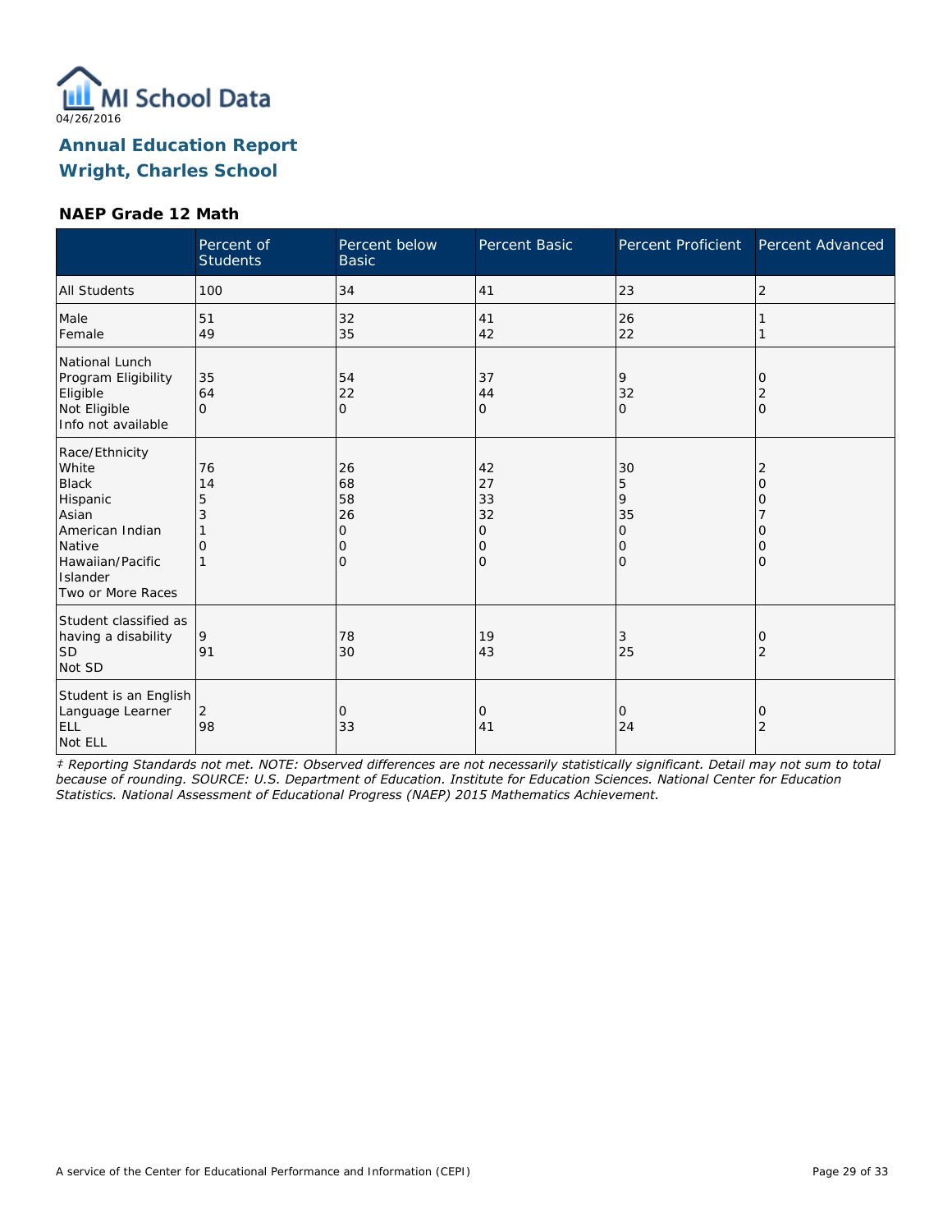MI School Data

04/26/2016

## Annual Education Report
## Wright, Charles School

### NAEP Grade 12 Math

| | Percent of Students | Percent below Basic | Percent Basic | Percent Proficient | Percent Advanced |
|---|---|---|---|---|---|
| All Students | 100 | 34 | 41 | 23 | 2 |
| Male | 51 | 32 | 41 | 26 | 1 |
| Female | 49 | 35 | 42 | 22 | 1 |
| National Lunch Program Eligibility | | | | | |
| Eligible | 35 | 54 | 37 | 9 | 0 |
| Not Eligible | 64 | 22 | 44 | 32 | 2 |
| Info not available | 0 | 0 | 0 | 0 | 0 |
| Race/Ethnicity | | | | | |
| White | 76 | 26 | 42 | 30 | 2 |
| Black | 14 | 68 | 27 | 5 | 0 |
| Hispanic | 5 | 58 | 33 | 9 | 0 |
| Asian | 3 | 26 | 32 | 35 | 7 |
| American Indian | 1 | 0 | 0 | 0 | 0 |
| Native Hawaiian/Pacific Islander | 0 | 0 | 0 | 0 | 0 |
| Two or More Races | 1 | 0 | 0 | 0 | 0 |
| Student classified as having a disability | | | | | |
| SD | 9 | 78 | 19 | 3 | 0 |
| Not SD | 91 | 30 | 43 | 25 | 2 |
| Student is an English Language Learner | | | | | |
| ELL | 2 | 0 | 0 | 0 | 0 |
| Not ELL | 98 | 33 | 41 | 24 | 2 |

*‡ Reporting Standards not met. NOTE: Observed differences are not necessarily statistically significant. Detail may not sum to total because of rounding. SOURCE: U.S. Department of Education. Institute for Education Sciences. National Center for Education Statistics. National Assessment of Educational Progress (NAEP) 2015 Mathematics Achievement.*

A service of the Center for Educational Performance and Information (CEPI)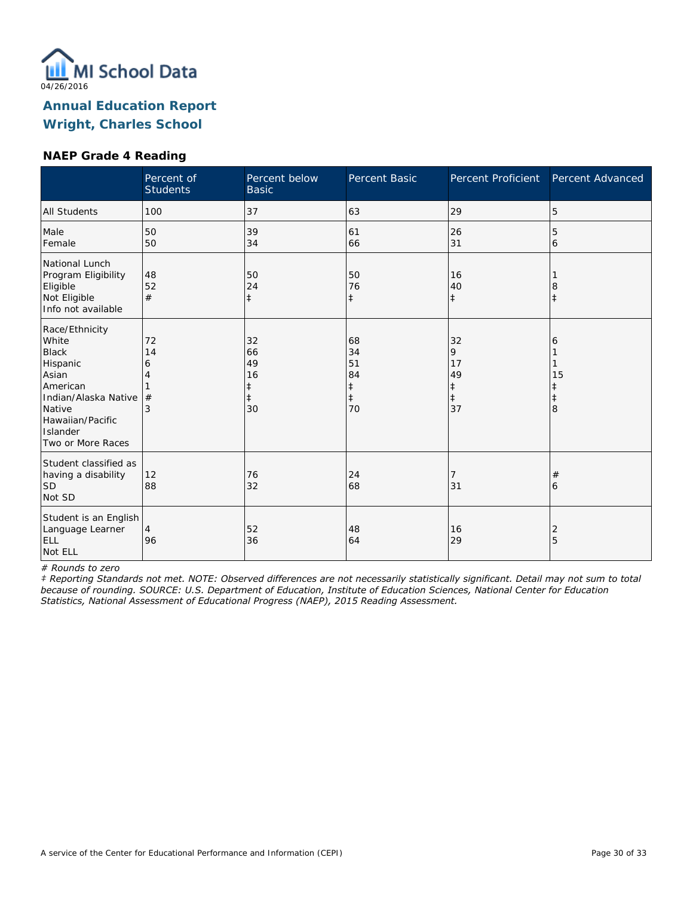04/26/2016

# Annual Education Report
## Wright, Charles School

### NAEP Grade 4 Reading

| | Percent of Students | Percent below Basic | Percent Basic | Percent Proficient | Percent Advanced |
|---|---|---|---|---|---|
| All Students | 100 | 37 | 63 | 29 | 5 |
| Male | 50 | 39 | 61 | 26 | 5 |
| Female | 50 | 34 | 66 | 31 | 6 |
| National Lunch Program Eligibility | | | | | |
| Eligible | 48 | 50 | 50 | 16 | 1 |
| Not Eligible | 52 | 24 | 76 | 40 | 8 |
| Info not available | # | ‡ | ‡ | ‡ | ‡ |
| Race/Ethnicity | | | | | |
| White | 72 | 32 | 68 | 32 | 6 |
| Black | 14 | 66 | 34 | 9 | 1 |
| Hispanic | 6 | 49 | 51 | 17 | 1 |
| Asian | 4 | 16 | 84 | 49 | 15 |
| American Indian/Alaska Native | 1 | ‡ | ‡ | ‡ | ‡ |
| Native Hawaiian/Pacific Islander | # | ‡ | ‡ | ‡ | ‡ |
| Two or More Races | 3 | 30 | 70 | 37 | 8 |
| Student classified as having a disability | | | | | |
| SD | 12 | 76 | 24 | 7 | # |
| Not SD | 88 | 32 | 68 | 31 | 6 |
| Student is an English Language Learner | | | | | |
| ELL | 4 | 52 | 48 | 16 | 2 |
| Not ELL | 96 | 36 | 64 | 29 | 5 |

*# Rounds to zero*

*‡ Reporting Standards not met. NOTE: Observed differences are not necessarily statistically significant. Detail may not sum to total because of rounding. SOURCE: U.S. Department of Education, Institute of Education Sciences, National Center for Education Statistics, National Assessment of Educational Progress (NAEP), 2015 Reading Assessment.*

A service of the Center for Educational Performance and Information (CEPI)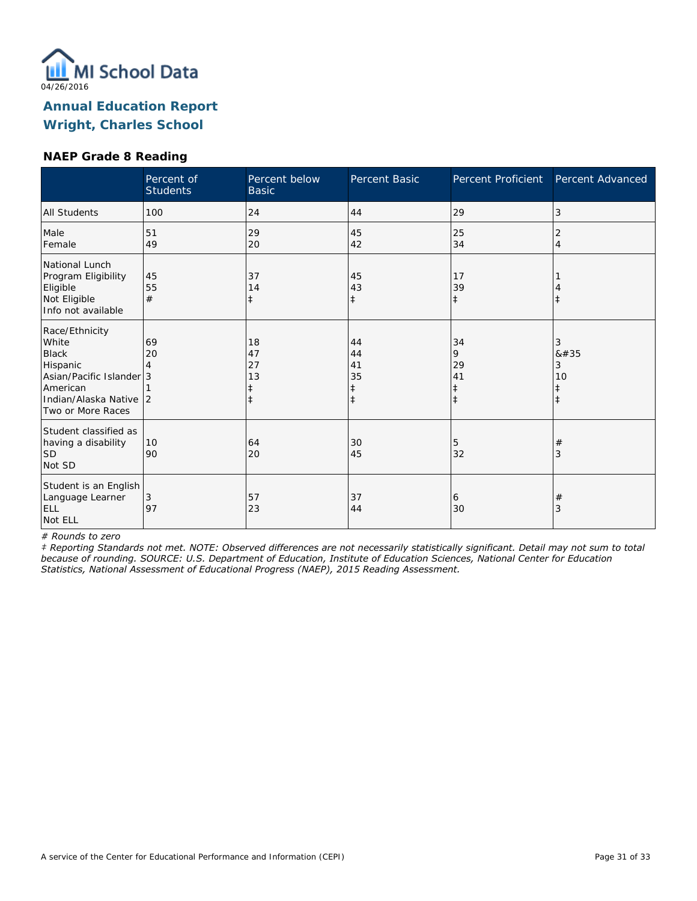MI School Data
04/26/2016

## Annual Education Report
## Wright, Charles School

### NAEP Grade 8 Reading

| | Percent of Students | Percent below Basic | Percent Basic | Percent Proficient | Percent Advanced |
|---|---|---|---|---|---|
| All Students | 100 | 24 | 44 | 29 | 3 |
| Male | 51 | 29 | 45 | 25 | 2 |
| Female | 49 | 20 | 42 | 34 | 4 |
| National Lunch Program Eligibility | | | | | |
| Eligible | 45 | 37 | 45 | 17 | 1 |
| Not Eligible | 55 | 14 | 43 | 39 | 4 |
| Info not available | # | ‡ | ‡ | ‡ | ‡ |
| Race/Ethnicity | | | | | |
| White | 69 | 18 | 44 | 34 | 3 |
| Black | 20 | 47 | 44 | 9 | &#35 |
| Hispanic | 4 | 27 | 41 | 29 | 3 |
| Asian/Pacific Islander | 3 | 13 | 35 | 41 | 10 |
| American Indian/Alaska Native | 1 | ‡ | ‡ | ‡ | ‡ |
| Two or More Races | 2 | ‡ | ‡ | ‡ | ‡ |
| Student classified as having a disability | | | | | |
| SD | 10 | 64 | 30 | 5 | # |
| Not SD | 90 | 20 | 45 | 32 | 3 |
| Student is an English Language Learner | | | | | |
| ELL | 3 | 57 | 37 | 6 | # |
| Not ELL | 97 | 23 | 44 | 30 | 3 |

*# Rounds to zero*

*‡ Reporting Standards not met. NOTE: Observed differences are not necessarily statistically significant. Detail may not sum to total because of rounding. SOURCE: U.S. Department of Education, Institute of Education Sciences, National Center for Education Statistics, National Assessment of Educational Progress (NAEP), 2015 Reading Assessment.*

A service of the Center for Educational Performance and Information (CEPI)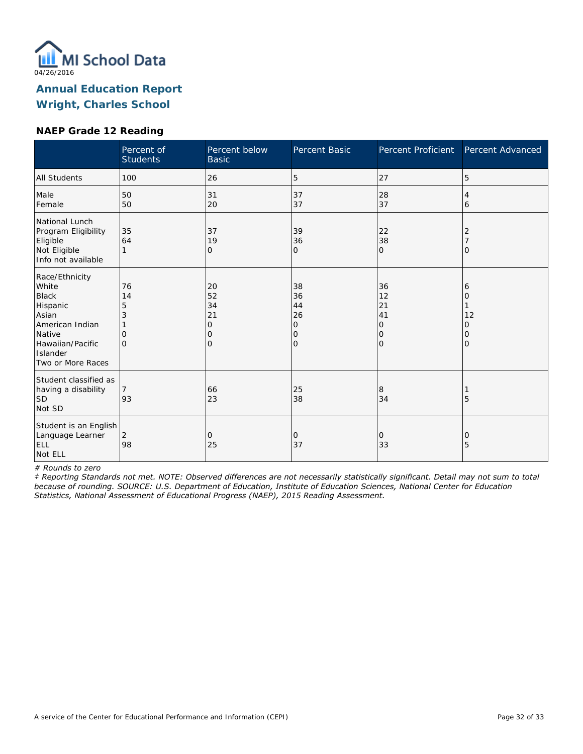MI School Data

04/26/2016

## Annual Education Report
## Wright, Charles School

### NAEP Grade 12 Reading

| | Percent of Students | Percent below Basic | Percent Basic | Percent Proficient | Percent Advanced |
|---|---|---|---|---|---|
| All Students | 100 | 26 | 5 | 27 | 5 |
| Male | 50 | 31 | 37 | 28 | 4 |
| Female | 50 | 20 | 37 | 37 | 6 |
| National Lunch Program Eligibility | | | | | |
| Eligible | 35 | 37 | 39 | 22 | 2 |
| Not Eligible | 64 | 19 | 36 | 38 | 7 |
| Info not available | 1 | 0 | 0 | 0 | 0 |
| Race/Ethnicity | | | | | |
| White | 76 | 20 | 38 | 36 | 6 |
| Black | 14 | 52 | 36 | 12 | 0 |
| Hispanic | 5 | 34 | 44 | 21 | 1 |
| Asian | 3 | 21 | 26 | 41 | 12 |
| American Indian | 1 | 0 | 0 | 0 | 0 |
| Native Hawaiian/Pacific Islander | 0 | 0 | 0 | 0 | 0 |
| Two or More Races | 0 | 0 | 0 | 0 | 0 |
| Student classified as having a disability | | | | | |
| SD | 7 | 66 | 25 | 8 | 1 |
| Not SD | 93 | 23 | 38 | 34 | 5 |
| Student is an English Language Learner | | | | | |
| ELL | 2 | 0 | 0 | 0 | 0 |
| Not ELL | 98 | 25 | 37 | 33 | 5 |

*# Rounds to zero*

*‡ Reporting Standards not met. NOTE: Observed differences are not necessarily statistically significant. Detail may not sum to total because of rounding. SOURCE: U.S. Department of Education, Institute of Education Sciences, National Center for Education Statistics, National Assessment of Educational Progress (NAEP), 2015 Reading Assessment.*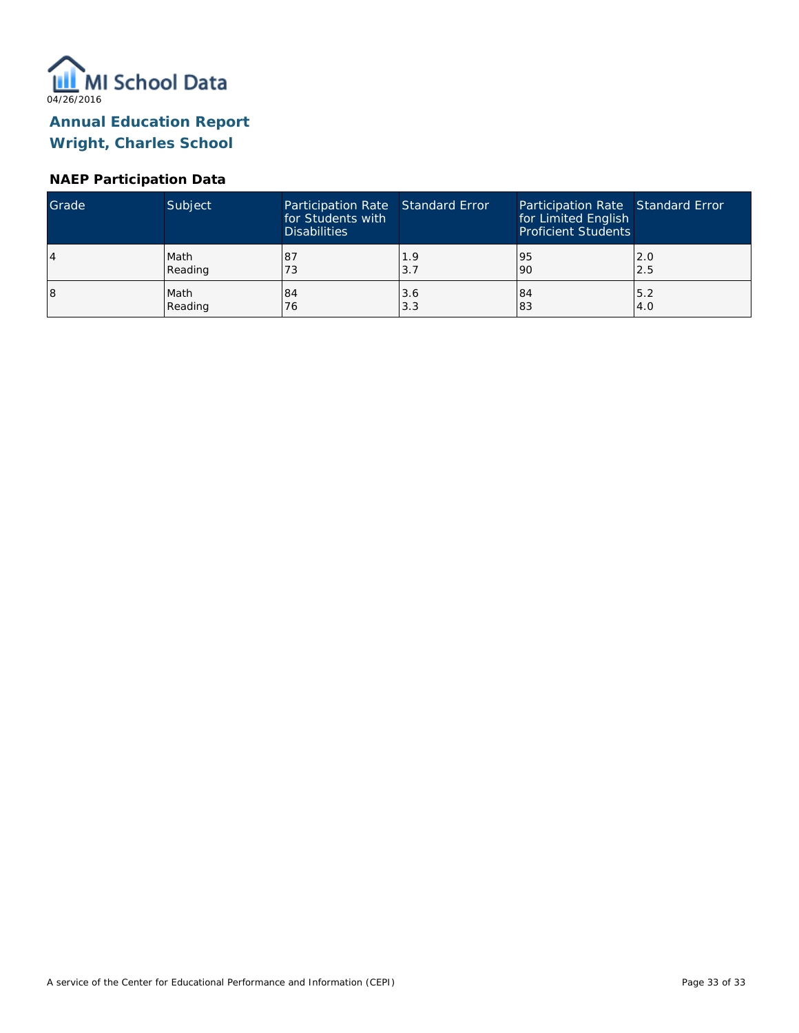MI School Data

04/26/2016

## Annual Education Report
## Wright, Charles School

### NAEP Participation Data

| Grade | Subject | Participation Rate for Students with Disabilities | Standard Error | Participation Rate for Limited English Proficient Students | Standard Error |
|---|---|---|---|---|---|
| 4 | Math<br>Reading | 87<br>73 | 1.9<br>3.7 | 95<br>90 | 2.0<br>2.5 |
| 8 | Math<br>Reading | 84<br>76 | 3.6<br>3.3 | 84<br>83 | 5.2<br>4.0 |

A service of the Center for Educational Performance and Information (CEPI)